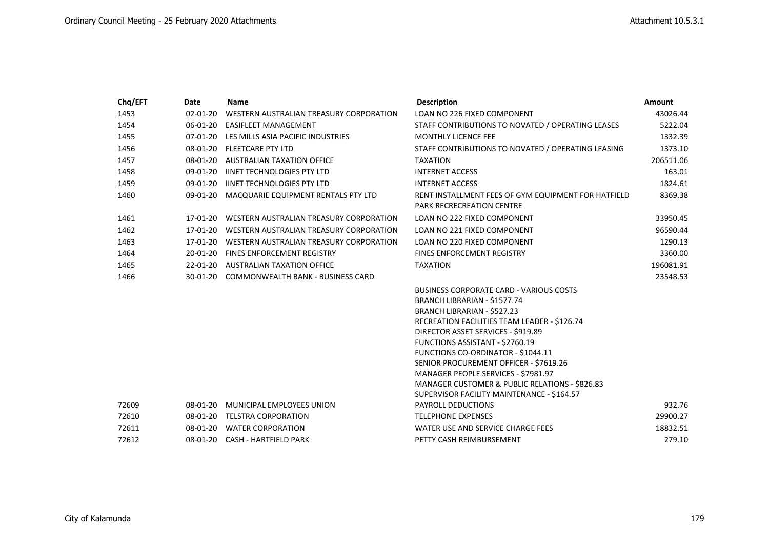| Chq/EFT | Date | Name | Description | Amount |
| --- | --- | --- | --- | --- |
| 1453 | 02-01-20 | WESTERN AUSTRALIAN TREASURY CORPORATION | LOAN NO 226 FIXED COMPONENT | 43026.44 |
| 1454 | 06-01-20 | EASIFLEET MANAGEMENT | STAFF CONTRIBUTIONS TO NOVATED / OPERATING LEASES | 5222.04 |
| 1455 | 07-01-20 | LES MILLS ASIA PACIFIC INDUSTRIES | MONTHLY LICENCE FEE | 1332.39 |
| 1456 | 08-01-20 | FLEETCARE PTY LTD | STAFF CONTRIBUTIONS TO NOVATED / OPERATING LEASING | 1373.10 |
| 1457 | 08-01-20 | AUSTRALIAN TAXATION OFFICE | TAXATION | 206511.06 |
| 1458 | 09-01-20 | IINET TECHNOLOGIES PTY LTD | INTERNET ACCESS | 163.01 |
| 1459 | 09-01-20 | IINET TECHNOLOGIES PTY LTD | INTERNET ACCESS | 1824.61 |
| 1460 | 09-01-20 | MACQUARIE EQUIPMENT RENTALS PTY LTD | RENT INSTALLMENT FEES OF GYM EQUIPMENT FOR HATFIELD PARK RECRECREATION CENTRE | 8369.38 |
| 1461 | 17-01-20 | WESTERN AUSTRALIAN TREASURY CORPORATION | LOAN NO 222 FIXED COMPONENT | 33950.45 |
| 1462 | 17-01-20 | WESTERN AUSTRALIAN TREASURY CORPORATION | LOAN NO 221 FIXED COMPONENT | 96590.44 |
| 1463 | 17-01-20 | WESTERN AUSTRALIAN TREASURY CORPORATION | LOAN NO 220 FIXED COMPONENT | 1290.13 |
| 1464 | 20-01-20 | FINES ENFORCEMENT REGISTRY | FINES ENFORCEMENT REGISTRY | 3360.00 |
| 1465 | 22-01-20 | AUSTRALIAN TAXATION OFFICE | TAXATION | 196081.91 |
| 1466 | 30-01-20 | COMMONWEALTH BANK - BUSINESS CARD | BUSINESS CORPORATE CARD - VARIOUS COSTS<br>BRANCH LIBRARIAN - $1577.74<br>BRANCH LIBRARIAN - $527.23<br>RECREATION FACILITIES TEAM LEADER - $126.74<br>DIRECTOR ASSET SERVICES - $919.89<br>FUNCTIONS ASSISTANT - $2760.19<br>FUNCTIONS CO-ORDINATOR - $1044.11<br>SENIOR PROCUREMENT OFFICER - $7619.26<br>MANAGER PEOPLE SERVICES - $7981.97<br>MANAGER CUSTOMER & PUBLIC RELATIONS - $826.83<br>SUPERVISOR FACILITY MAINTENANCE - $164.57 | 23548.53 |
| 72609 | 08-01-20 | MUNICIPAL EMPLOYEES UNION | PAYROLL DEDUCTIONS | 932.76 |
| 72610 | 08-01-20 | TELSTRA CORPORATION | TELEPHONE EXPENSES | 29900.27 |
| 72611 | 08-01-20 | WATER CORPORATION | WATER USE AND SERVICE CHARGE FEES | 18832.51 |
| 72612 | 08-01-20 | CASH - HARTFIELD PARK | PETTY CASH REIMBURSEMENT | 279.10 |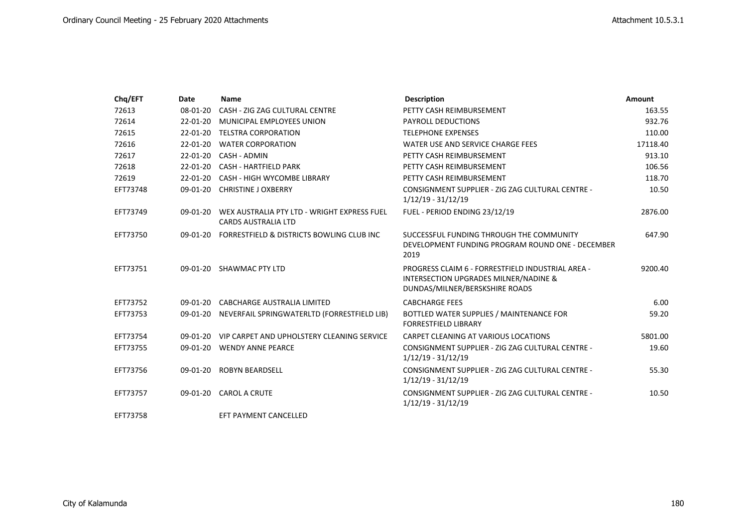| Chq/EFT | Date | Name | Description | Amount |
|---|---|---|---|---|
| 72613 | 08-01-20 | CASH - ZIG ZAG CULTURAL CENTRE | PETTY CASH REIMBURSEMENT | 163.55 |
| 72614 | 22-01-20 | MUNICIPAL EMPLOYEES UNION | PAYROLL DEDUCTIONS | 932.76 |
| 72615 | 22-01-20 | TELSTRA CORPORATION | TELEPHONE EXPENSES | 110.00 |
| 72616 | 22-01-20 | WATER CORPORATION | WATER USE AND SERVICE CHARGE FEES | 17118.40 |
| 72617 | 22-01-20 | CASH - ADMIN | PETTY CASH REIMBURSEMENT | 913.10 |
| 72618 | 22-01-20 | CASH - HARTFIELD PARK | PETTY CASH REIMBURSEMENT | 106.56 |
| 72619 | 22-01-20 | CASH - HIGH WYCOMBE LIBRARY | PETTY CASH REIMBURSEMENT | 118.70 |
| EFT73748 | 09-01-20 | CHRISTINE J OXBERRY | CONSIGNMENT SUPPLIER - ZIG ZAG CULTURAL CENTRE - 1/12/19 - 31/12/19 | 10.50 |
| EFT73749 | 09-01-20 | WEX AUSTRALIA PTY LTD - WRIGHT EXPRESS FUEL CARDS AUSTRALIA LTD | FUEL - PERIOD ENDING 23/12/19 | 2876.00 |
| EFT73750 | 09-01-20 | FORRESTFIELD & DISTRICTS BOWLING CLUB INC | SUCCESSFUL FUNDING THROUGH THE COMMUNITY DEVELOPMENT FUNDING PROGRAM ROUND ONE - DECEMBER 2019 | 647.90 |
| EFT73751 | 09-01-20 | SHAWMAC PTY LTD | PROGRESS CLAIM 6 - FORRESTFIELD INDUSTRIAL AREA - INTERSECTION UPGRADES MILNER/NADINE & DUNDAS/MILNER/BERSKSHIRE ROADS | 9200.40 |
| EFT73752 | 09-01-20 | CABCHARGE AUSTRALIA LIMITED | CABCHARGE FEES | 6.00 |
| EFT73753 | 09-01-20 | NEVERFAIL SPRINGWATERLTD (FORRESTFIELD LIB) | BOTTLED WATER SUPPLIES / MAINTENANCE FOR FORRESTFIELD LIBRARY | 59.20 |
| EFT73754 | 09-01-20 | VIP CARPET AND UPHOLSTERY CLEANING SERVICE | CARPET CLEANING AT VARIOUS LOCATIONS | 5801.00 |
| EFT73755 | 09-01-20 | WENDY ANNE PEARCE | CONSIGNMENT SUPPLIER - ZIG ZAG CULTURAL CENTRE - 1/12/19 - 31/12/19 | 19.60 |
| EFT73756 | 09-01-20 | ROBYN BEARDSELL | CONSIGNMENT SUPPLIER - ZIG ZAG CULTURAL CENTRE - 1/12/19 - 31/12/19 | 55.30 |
| EFT73757 | 09-01-20 | CAROL A CRUTE | CONSIGNMENT SUPPLIER - ZIG ZAG CULTURAL CENTRE - 1/12/19 - 31/12/19 | 10.50 |
| EFT73758 | | EFT PAYMENT CANCELLED | | |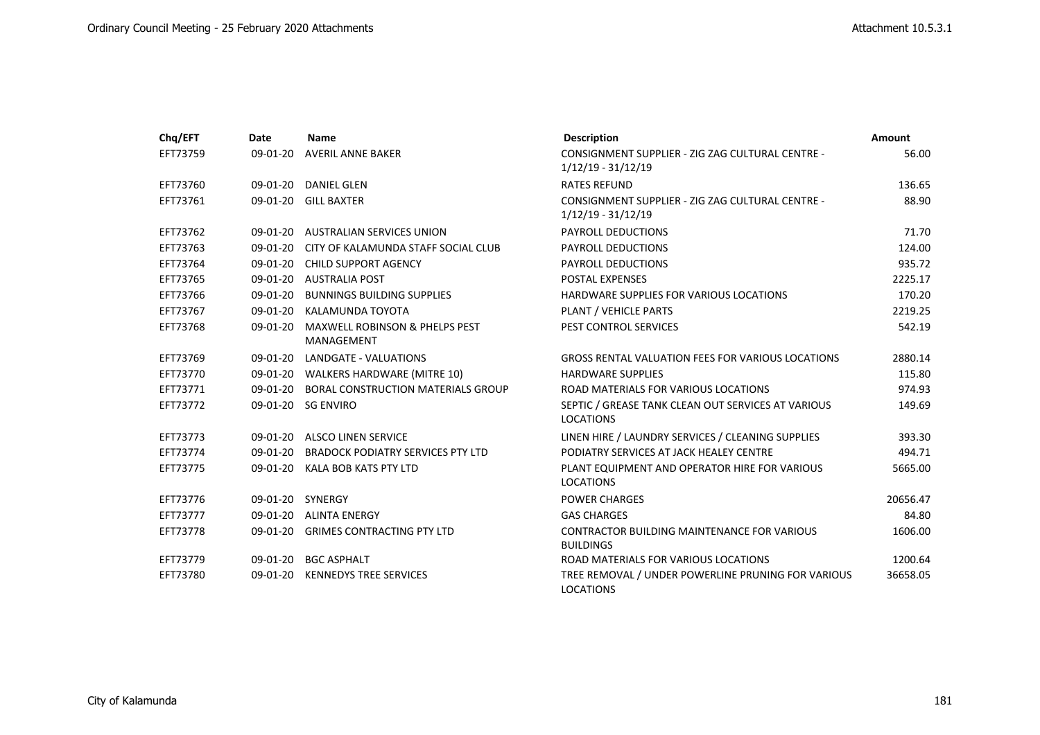| Chq/EFT | Date | Name | Description | Amount |
|---|---|---|---|---|
| EFT73759 | 09-01-20 | AVERIL ANNE BAKER | CONSIGNMENT SUPPLIER - ZIG ZAG CULTURAL CENTRE - 1/12/19 - 31/12/19 | 56.00 |
| EFT73760 | 09-01-20 | DANIEL GLEN | RATES REFUND | 136.65 |
| EFT73761 | 09-01-20 | GILL BAXTER | CONSIGNMENT SUPPLIER - ZIG ZAG CULTURAL CENTRE - 1/12/19 - 31/12/19 | 88.90 |
| EFT73762 | 09-01-20 | AUSTRALIAN SERVICES UNION | PAYROLL DEDUCTIONS | 71.70 |
| EFT73763 | 09-01-20 | CITY OF KALAMUNDA STAFF SOCIAL CLUB | PAYROLL DEDUCTIONS | 124.00 |
| EFT73764 | 09-01-20 | CHILD SUPPORT AGENCY | PAYROLL DEDUCTIONS | 935.72 |
| EFT73765 | 09-01-20 | AUSTRALIA POST | POSTAL EXPENSES | 2225.17 |
| EFT73766 | 09-01-20 | BUNNINGS BUILDING SUPPLIES | HARDWARE SUPPLIES FOR VARIOUS LOCATIONS | 170.20 |
| EFT73767 | 09-01-20 | KALAMUNDA TOYOTA | PLANT / VEHICLE PARTS | 2219.25 |
| EFT73768 | 09-01-20 | MAXWELL ROBINSON & PHELPS PEST MANAGEMENT | PEST CONTROL SERVICES | 542.19 |
| EFT73769 | 09-01-20 | LANDGATE - VALUATIONS | GROSS RENTAL VALUATION FEES FOR VARIOUS LOCATIONS | 2880.14 |
| EFT73770 | 09-01-20 | WALKERS HARDWARE (MITRE 10) | HARDWARE SUPPLIES | 115.80 |
| EFT73771 | 09-01-20 | BORAL CONSTRUCTION MATERIALS GROUP | ROAD MATERIALS FOR VARIOUS LOCATIONS | 974.93 |
| EFT73772 | 09-01-20 | SG ENVIRO | SEPTIC / GREASE TANK CLEAN OUT SERVICES AT VARIOUS LOCATIONS | 149.69 |
| EFT73773 | 09-01-20 | ALSCO LINEN SERVICE | LINEN HIRE / LAUNDRY SERVICES / CLEANING SUPPLIES | 393.30 |
| EFT73774 | 09-01-20 | BRADOCK PODIATRY SERVICES PTY LTD | PODIATRY SERVICES AT JACK HEALEY CENTRE | 494.71 |
| EFT73775 | 09-01-20 | KALA BOB KATS PTY LTD | PLANT EQUIPMENT AND OPERATOR HIRE FOR VARIOUS LOCATIONS | 5665.00 |
| EFT73776 | 09-01-20 | SYNERGY | POWER CHARGES | 20656.47 |
| EFT73777 | 09-01-20 | ALINTA ENERGY | GAS CHARGES | 84.80 |
| EFT73778 | 09-01-20 | GRIMES CONTRACTING PTY LTD | CONTRACTOR BUILDING MAINTENANCE FOR VARIOUS BUILDINGS | 1606.00 |
| EFT73779 | 09-01-20 | BGC ASPHALT | ROAD MATERIALS FOR VARIOUS LOCATIONS | 1200.64 |
| EFT73780 | 09-01-20 | KENNEDYS TREE SERVICES | TREE REMOVAL / UNDER POWERLINE PRUNING FOR VARIOUS LOCATIONS | 36658.05 |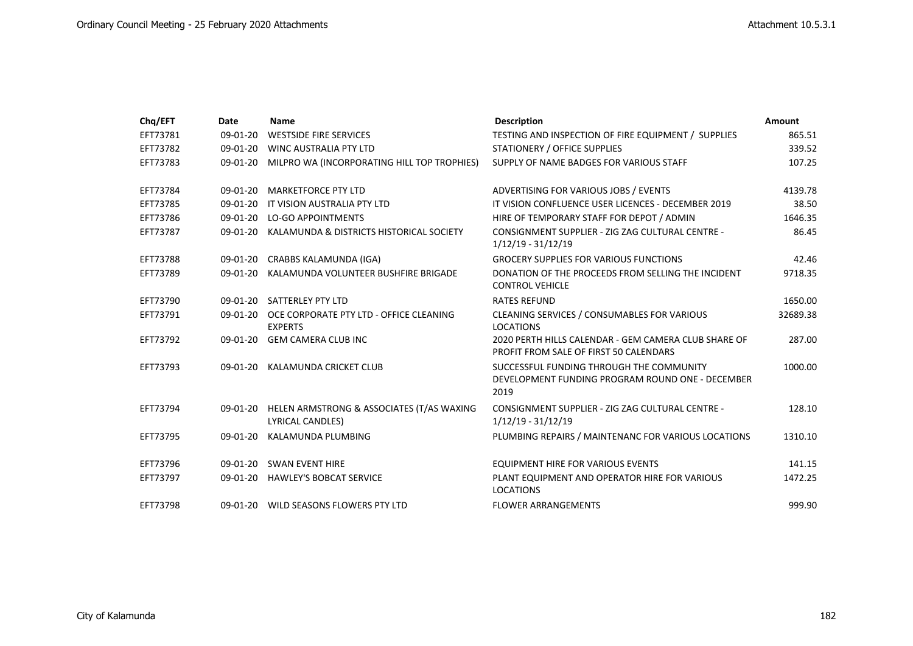| Chq/EFT | Date | Name | Description | Amount |
|---|---|---|---|---|
| EFT73781 | 09-01-20 | WESTSIDE FIRE SERVICES | TESTING AND INSPECTION OF FIRE EQUIPMENT / SUPPLIES | 865.51 |
| EFT73782 | 09-01-20 | WINC AUSTRALIA PTY LTD | STATIONERY / OFFICE SUPPLIES | 339.52 |
| EFT73783 | 09-01-20 | MILPRO WA (INCORPORATING HILL TOP TROPHIES) | SUPPLY OF NAME BADGES FOR VARIOUS STAFF | 107.25 |
| EFT73784 | 09-01-20 | MARKETFORCE PTY LTD | ADVERTISING FOR VARIOUS JOBS / EVENTS | 4139.78 |
| EFT73785 | 09-01-20 | IT VISION AUSTRALIA PTY LTD | IT VISION CONFLUENCE USER LICENCES - DECEMBER 2019 | 38.50 |
| EFT73786 | 09-01-20 | LO-GO APPOINTMENTS | HIRE OF TEMPORARY STAFF FOR DEPOT / ADMIN | 1646.35 |
| EFT73787 | 09-01-20 | KALAMUNDA & DISTRICTS HISTORICAL SOCIETY | CONSIGNMENT SUPPLIER - ZIG ZAG CULTURAL CENTRE - 1/12/19 - 31/12/19 | 86.45 |
| EFT73788 | 09-01-20 | CRABBS KALAMUNDA (IGA) | GROCERY SUPPLIES FOR VARIOUS FUNCTIONS | 42.46 |
| EFT73789 | 09-01-20 | KALAMUNDA VOLUNTEER BUSHFIRE BRIGADE | DONATION OF THE PROCEEDS FROM SELLING THE INCIDENT CONTROL VEHICLE | 9718.35 |
| EFT73790 | 09-01-20 | SATTERLEY PTY LTD | RATES REFUND | 1650.00 |
| EFT73791 | 09-01-20 | OCE CORPORATE PTY LTD - OFFICE CLEANING EXPERTS | CLEANING SERVICES / CONSUMABLES FOR VARIOUS LOCATIONS | 32689.38 |
| EFT73792 | 09-01-20 | GEM CAMERA CLUB INC | 2020 PERTH HILLS CALENDAR - GEM CAMERA CLUB SHARE OF PROFIT FROM SALE OF FIRST 50 CALENDARS | 287.00 |
| EFT73793 | 09-01-20 | KALAMUNDA CRICKET CLUB | SUCCESSFUL FUNDING THROUGH THE COMMUNITY DEVELOPMENT FUNDING PROGRAM ROUND ONE - DECEMBER 2019 | 1000.00 |
| EFT73794 | 09-01-20 | HELEN ARMSTRONG & ASSOCIATES (T/AS WAXING LYRICAL CANDLES) | CONSIGNMENT SUPPLIER - ZIG ZAG CULTURAL CENTRE - 1/12/19 - 31/12/19 | 128.10 |
| EFT73795 | 09-01-20 | KALAMUNDA PLUMBING | PLUMBING REPAIRS / MAINTENANC FOR VARIOUS LOCATIONS | 1310.10 |
| EFT73796 | 09-01-20 | SWAN EVENT HIRE | EQUIPMENT HIRE FOR VARIOUS EVENTS | 141.15 |
| EFT73797 | 09-01-20 | HAWLEY'S BOBCAT SERVICE | PLANT EQUIPMENT AND OPERATOR HIRE FOR VARIOUS LOCATIONS | 1472.25 |
| EFT73798 | 09-01-20 | WILD SEASONS FLOWERS PTY LTD | FLOWER ARRANGEMENTS | 999.90 |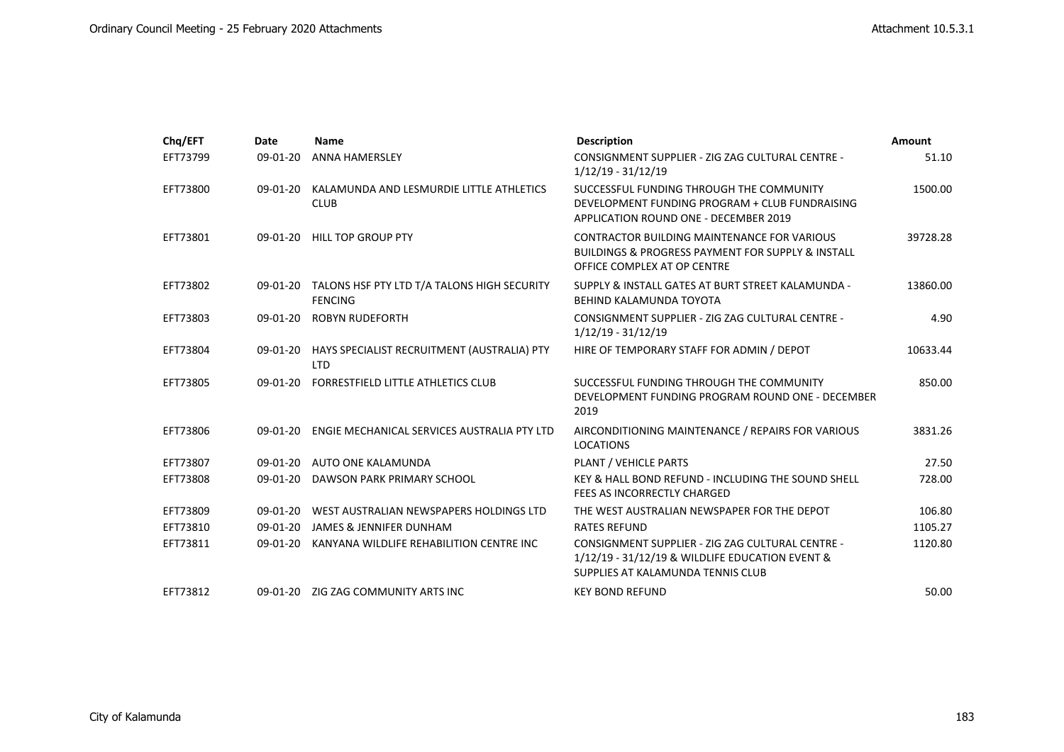| Chq/EFT | Date | Name | Description | Amount |
|---|---|---|---|---|
| EFT73799 | 09-01-20 | ANNA HAMERSLEY | CONSIGNMENT SUPPLIER - ZIG ZAG CULTURAL CENTRE - 1/12/19 - 31/12/19 | 51.10 |
| EFT73800 | 09-01-20 | KALAMUNDA AND LESMURDIE LITTLE ATHLETICS CLUB | SUCCESSFUL FUNDING THROUGH THE COMMUNITY DEVELOPMENT FUNDING PROGRAM + CLUB FUNDRAISING APPLICATION ROUND ONE - DECEMBER 2019 | 1500.00 |
| EFT73801 | 09-01-20 | HILL TOP GROUP PTY | CONTRACTOR BUILDING MAINTENANCE FOR VARIOUS BUILDINGS & PROGRESS PAYMENT FOR SUPPLY & INSTALL OFFICE COMPLEX AT OP CENTRE | 39728.28 |
| EFT73802 | 09-01-20 | TALONS HSF PTY LTD T/A TALONS HIGH SECURITY FENCING | SUPPLY & INSTALL GATES AT BURT STREET KALAMUNDA - BEHIND KALAMUNDA TOYOTA | 13860.00 |
| EFT73803 | 09-01-20 | ROBYN RUDEFORTH | CONSIGNMENT SUPPLIER - ZIG ZAG CULTURAL CENTRE - 1/12/19 - 31/12/19 | 4.90 |
| EFT73804 | 09-01-20 | HAYS SPECIALIST RECRUITMENT (AUSTRALIA) PTY LTD | HIRE OF TEMPORARY STAFF FOR ADMIN / DEPOT | 10633.44 |
| EFT73805 | 09-01-20 | FORRESTFIELD LITTLE ATHLETICS CLUB | SUCCESSFUL FUNDING THROUGH THE COMMUNITY DEVELOPMENT FUNDING PROGRAM ROUND ONE - DECEMBER 2019 | 850.00 |
| EFT73806 | 09-01-20 | ENGIE MECHANICAL SERVICES AUSTRALIA PTY LTD | AIRCONDITIONING MAINTENANCE / REPAIRS FOR VARIOUS LOCATIONS | 3831.26 |
| EFT73807 | 09-01-20 | AUTO ONE KALAMUNDA | PLANT / VEHICLE PARTS | 27.50 |
| EFT73808 | 09-01-20 | DAWSON PARK PRIMARY SCHOOL | KEY & HALL BOND REFUND - INCLUDING THE SOUND SHELL FEES AS INCORRECTLY CHARGED | 728.00 |
| EFT73809 | 09-01-20 | WEST AUSTRALIAN NEWSPAPERS HOLDINGS LTD | THE WEST AUSTRALIAN NEWSPAPER FOR THE DEPOT | 106.80 |
| EFT73810 | 09-01-20 | JAMES & JENNIFER DUNHAM | RATES REFUND | 1105.27 |
| EFT73811 | 09-01-20 | KANYANA WILDLIFE REHABILITION CENTRE INC | CONSIGNMENT SUPPLIER - ZIG ZAG CULTURAL CENTRE - 1/12/19 - 31/12/19 & WILDLIFE EDUCATION EVENT & SUPPLIES AT KALAMUNDA TENNIS CLUB | 1120.80 |
| EFT73812 | 09-01-20 | ZIG ZAG COMMUNITY ARTS INC | KEY BOND REFUND | 50.00 |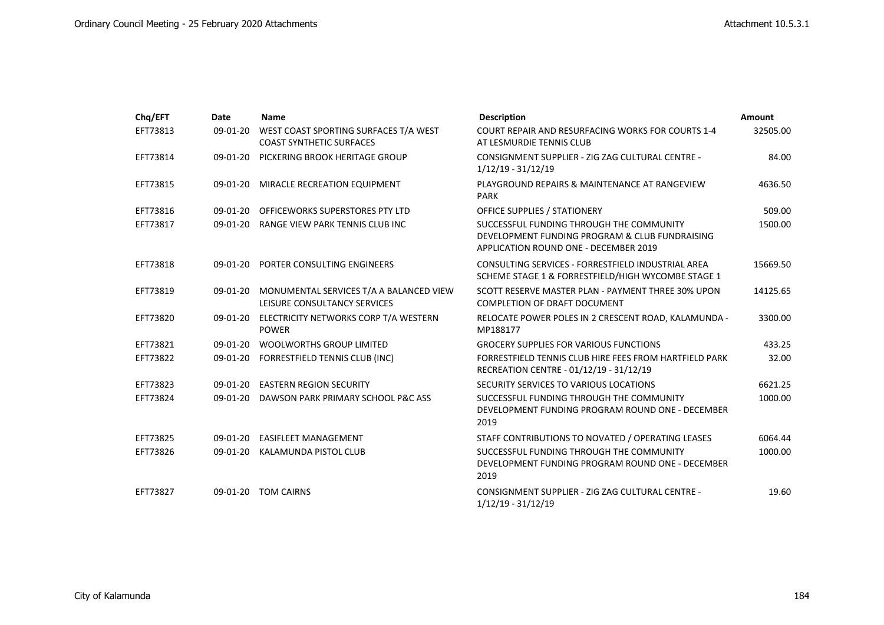| Chq/EFT | Date | Name | Description | Amount |
|---|---|---|---|---|
| EFT73813 | 09-01-20 | WEST COAST SPORTING SURFACES T/A WEST COAST SYNTHETIC SURFACES | COURT REPAIR AND RESURFACING WORKS FOR COURTS 1-4 AT LESMURDIE TENNIS CLUB | 32505.00 |
| EFT73814 | 09-01-20 | PICKERING BROOK HERITAGE GROUP | CONSIGNMENT SUPPLIER - ZIG ZAG CULTURAL CENTRE - 1/12/19 - 31/12/19 | 84.00 |
| EFT73815 | 09-01-20 | MIRACLE RECREATION EQUIPMENT | PLAYGROUND REPAIRS & MAINTENANCE AT RANGEVIEW PARK | 4636.50 |
| EFT73816 | 09-01-20 | OFFICEWORKS SUPERSTORES PTY LTD | OFFICE SUPPLIES / STATIONERY | 509.00 |
| EFT73817 | 09-01-20 | RANGE VIEW PARK TENNIS CLUB INC | SUCCESSFUL FUNDING THROUGH THE COMMUNITY DEVELOPMENT FUNDING PROGRAM & CLUB FUNDRAISING APPLICATION ROUND ONE - DECEMBER 2019 | 1500.00 |
| EFT73818 | 09-01-20 | PORTER CONSULTING ENGINEERS | CONSULTING SERVICES - FORRESTFIELD INDUSTRIAL AREA SCHEME STAGE 1 & FORRESTFIELD/HIGH WYCOMBE STAGE 1 | 15669.50 |
| EFT73819 | 09-01-20 | MONUMENTAL SERVICES T/A A BALANCED VIEW LEISURE CONSULTANCY SERVICES | SCOTT RESERVE MASTER PLAN - PAYMENT THREE 30% UPON COMPLETION OF DRAFT DOCUMENT | 14125.65 |
| EFT73820 | 09-01-20 | ELECTRICITY NETWORKS CORP T/A WESTERN POWER | RELOCATE POWER POLES IN 2 CRESCENT ROAD, KALAMUNDA - MP188177 | 3300.00 |
| EFT73821 | 09-01-20 | WOOLWORTHS GROUP LIMITED | GROCERY SUPPLIES FOR VARIOUS FUNCTIONS | 433.25 |
| EFT73822 | 09-01-20 | FORRESTFIELD TENNIS CLUB (INC) | FORRESTFIELD TENNIS CLUB HIRE FEES FROM HARTFIELD PARK RECREATION CENTRE - 01/12/19 - 31/12/19 | 32.00 |
| EFT73823 | 09-01-20 | EASTERN REGION SECURITY | SECURITY SERVICES TO VARIOUS LOCATIONS | 6621.25 |
| EFT73824 | 09-01-20 | DAWSON PARK PRIMARY SCHOOL P&C ASS | SUCCESSFUL FUNDING THROUGH THE COMMUNITY DEVELOPMENT FUNDING PROGRAM ROUND ONE - DECEMBER 2019 | 1000.00 |
| EFT73825 | 09-01-20 | EASIFLEET MANAGEMENT | STAFF CONTRIBUTIONS TO NOVATED / OPERATING LEASES | 6064.44 |
| EFT73826 | 09-01-20 | KALAMUNDA PISTOL CLUB | SUCCESSFUL FUNDING THROUGH THE COMMUNITY DEVELOPMENT FUNDING PROGRAM ROUND ONE - DECEMBER 2019 | 1000.00 |
| EFT73827 | 09-01-20 | TOM CAIRNS | CONSIGNMENT SUPPLIER - ZIG ZAG CULTURAL CENTRE - 1/12/19 - 31/12/19 | 19.60 |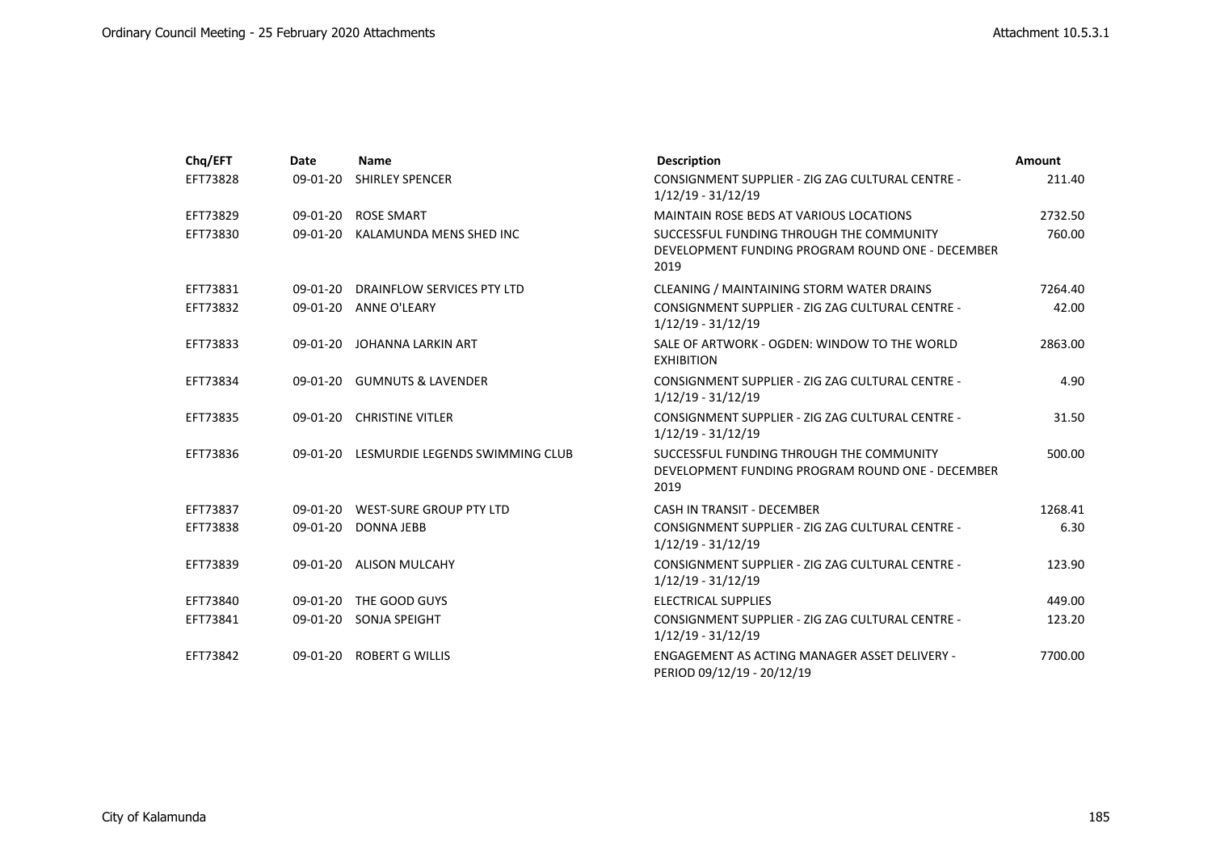| Chq/EFT | Date | Name | Description | Amount |
|---|---|---|---|---|
| EFT73828 | 09-01-20 | SHIRLEY SPENCER | CONSIGNMENT SUPPLIER - ZIG ZAG CULTURAL CENTRE - 1/12/19 - 31/12/19 | 211.40 |
| EFT73829 | 09-01-20 | ROSE SMART | MAINTAIN ROSE BEDS AT VARIOUS LOCATIONS | 2732.50 |
| EFT73830 | 09-01-20 | KALAMUNDA MENS SHED INC | SUCCESSFUL FUNDING THROUGH THE COMMUNITY DEVELOPMENT FUNDING PROGRAM ROUND ONE - DECEMBER 2019 | 760.00 |
| EFT73831 | 09-01-20 | DRAINFLOW SERVICES PTY LTD | CLEANING / MAINTAINING STORM WATER DRAINS | 7264.40 |
| EFT73832 | 09-01-20 | ANNE O'LEARY | CONSIGNMENT SUPPLIER - ZIG ZAG CULTURAL CENTRE - 1/12/19 - 31/12/19 | 42.00 |
| EFT73833 | 09-01-20 | JOHANNA LARKIN ART | SALE OF ARTWORK - OGDEN: WINDOW TO THE WORLD EXHIBITION | 2863.00 |
| EFT73834 | 09-01-20 | GUMNUTS & LAVENDER | CONSIGNMENT SUPPLIER - ZIG ZAG CULTURAL CENTRE - 1/12/19 - 31/12/19 | 4.90 |
| EFT73835 | 09-01-20 | CHRISTINE VITLER | CONSIGNMENT SUPPLIER - ZIG ZAG CULTURAL CENTRE - 1/12/19 - 31/12/19 | 31.50 |
| EFT73836 | 09-01-20 | LESMURDIE LEGENDS SWIMMING CLUB | SUCCESSFUL FUNDING THROUGH THE COMMUNITY DEVELOPMENT FUNDING PROGRAM ROUND ONE - DECEMBER 2019 | 500.00 |
| EFT73837 | 09-01-20 | WEST-SURE GROUP PTY LTD | CASH IN TRANSIT - DECEMBER | 1268.41 |
| EFT73838 | 09-01-20 | DONNA JEBB | CONSIGNMENT SUPPLIER - ZIG ZAG CULTURAL CENTRE - 1/12/19 - 31/12/19 | 6.30 |
| EFT73839 | 09-01-20 | ALISON MULCAHY | CONSIGNMENT SUPPLIER - ZIG ZAG CULTURAL CENTRE - 1/12/19 - 31/12/19 | 123.90 |
| EFT73840 | 09-01-20 | THE GOOD GUYS | ELECTRICAL SUPPLIES | 449.00 |
| EFT73841 | 09-01-20 | SONJA SPEIGHT | CONSIGNMENT SUPPLIER - ZIG ZAG CULTURAL CENTRE - 1/12/19 - 31/12/19 | 123.20 |
| EFT73842 | 09-01-20 | ROBERT G WILLIS | ENGAGEMENT AS ACTING MANAGER ASSET DELIVERY - PERIOD 09/12/19 - 20/12/19 | 7700.00 |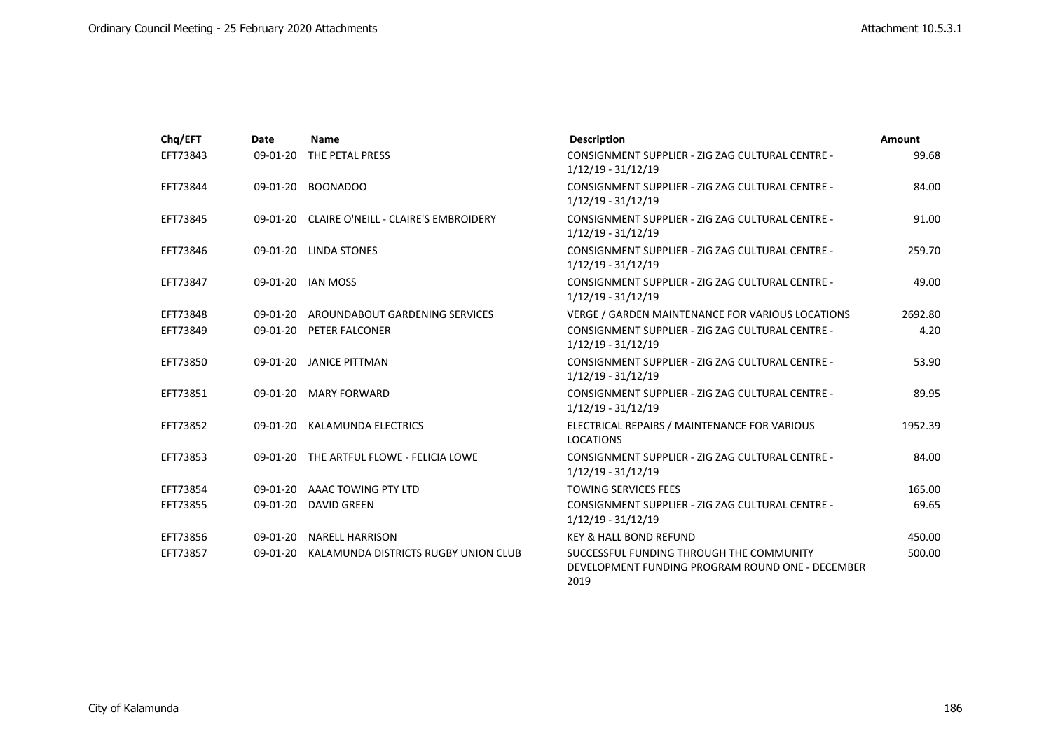| Chq/EFT | Date | Name | Description | Amount |
|---|---|---|---|---|
| EFT73843 | 09-01-20 | THE PETAL PRESS | CONSIGNMENT SUPPLIER - ZIG ZAG CULTURAL CENTRE - 1/12/19 - 31/12/19 | 99.68 |
| EFT73844 | 09-01-20 | BOONADOO | CONSIGNMENT SUPPLIER - ZIG ZAG CULTURAL CENTRE - 1/12/19 - 31/12/19 | 84.00 |
| EFT73845 | 09-01-20 | CLAIRE O'NEILL - CLAIRE'S EMBROIDERY | CONSIGNMENT SUPPLIER - ZIG ZAG CULTURAL CENTRE - 1/12/19 - 31/12/19 | 91.00 |
| EFT73846 | 09-01-20 | LINDA STONES | CONSIGNMENT SUPPLIER - ZIG ZAG CULTURAL CENTRE - 1/12/19 - 31/12/19 | 259.70 |
| EFT73847 | 09-01-20 | IAN MOSS | CONSIGNMENT SUPPLIER - ZIG ZAG CULTURAL CENTRE - 1/12/19 - 31/12/19 | 49.00 |
| EFT73848 | 09-01-20 | AROUNDABOUT GARDENING SERVICES | VERGE / GARDEN MAINTENANCE FOR VARIOUS LOCATIONS | 2692.80 |
| EFT73849 | 09-01-20 | PETER FALCONER | CONSIGNMENT SUPPLIER - ZIG ZAG CULTURAL CENTRE - 1/12/19 - 31/12/19 | 4.20 |
| EFT73850 | 09-01-20 | JANICE PITTMAN | CONSIGNMENT SUPPLIER - ZIG ZAG CULTURAL CENTRE - 1/12/19 - 31/12/19 | 53.90 |
| EFT73851 | 09-01-20 | MARY FORWARD | CONSIGNMENT SUPPLIER - ZIG ZAG CULTURAL CENTRE - 1/12/19 - 31/12/19 | 89.95 |
| EFT73852 | 09-01-20 | KALAMUNDA ELECTRICS | ELECTRICAL REPAIRS / MAINTENANCE FOR VARIOUS LOCATIONS | 1952.39 |
| EFT73853 | 09-01-20 | THE ARTFUL FLOWE - FELICIA LOWE | CONSIGNMENT SUPPLIER - ZIG ZAG CULTURAL CENTRE - 1/12/19 - 31/12/19 | 84.00 |
| EFT73854 | 09-01-20 | AAAC TOWING PTY LTD | TOWING SERVICES FEES | 165.00 |
| EFT73855 | 09-01-20 | DAVID GREEN | CONSIGNMENT SUPPLIER - ZIG ZAG CULTURAL CENTRE - 1/12/19 - 31/12/19 | 69.65 |
| EFT73856 | 09-01-20 | NARELL HARRISON | KEY & HALL BOND REFUND | 450.00 |
| EFT73857 | 09-01-20 | KALAMUNDA DISTRICTS RUGBY UNION CLUB | SUCCESSFUL FUNDING THROUGH THE COMMUNITY DEVELOPMENT FUNDING PROGRAM ROUND ONE - DECEMBER 2019 | 500.00 |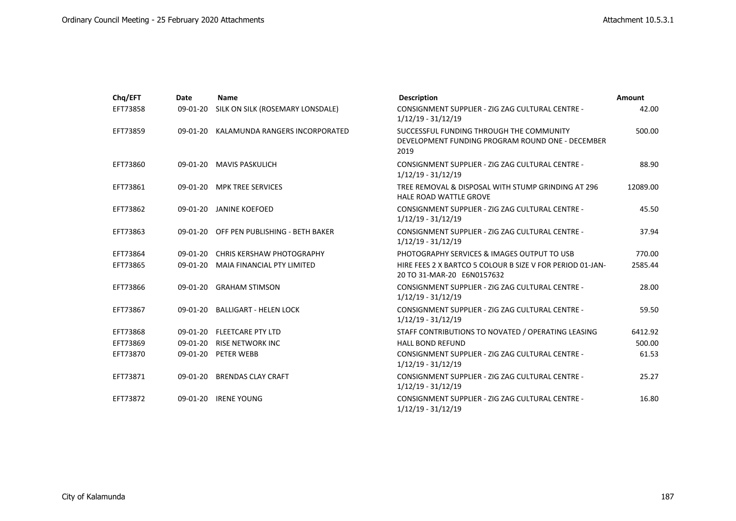| Chq/EFT | Date | Name | Description | Amount |
|---|---|---|---|---|
| EFT73858 | 09-01-20 | SILK ON SILK (ROSEMARY LONSDALE) | CONSIGNMENT SUPPLIER - ZIG ZAG CULTURAL CENTRE - 1/12/19 - 31/12/19 | 42.00 |
| EFT73859 | 09-01-20 | KALAMUNDA RANGERS INCORPORATED | SUCCESSFUL FUNDING THROUGH THE COMMUNITY DEVELOPMENT FUNDING PROGRAM ROUND ONE - DECEMBER 2019 | 500.00 |
| EFT73860 | 09-01-20 | MAVIS PASKULICH | CONSIGNMENT SUPPLIER - ZIG ZAG CULTURAL CENTRE - 1/12/19 - 31/12/19 | 88.90 |
| EFT73861 | 09-01-20 | MPK TREE SERVICES | TREE REMOVAL & DISPOSAL WITH STUMP GRINDING AT 296 HALE ROAD WATTLE GROVE | 12089.00 |
| EFT73862 | 09-01-20 | JANINE KOEFOED | CONSIGNMENT SUPPLIER - ZIG ZAG CULTURAL CENTRE - 1/12/19 - 31/12/19 | 45.50 |
| EFT73863 | 09-01-20 | OFF PEN PUBLISHING - BETH BAKER | CONSIGNMENT SUPPLIER - ZIG ZAG CULTURAL CENTRE - 1/12/19 - 31/12/19 | 37.94 |
| EFT73864 | 09-01-20 | CHRIS KERSHAW PHOTOGRAPHY | PHOTOGRAPHY SERVICES & IMAGES OUTPUT TO USB | 770.00 |
| EFT73865 | 09-01-20 | MAIA FINANCIAL PTY LIMITED | HIRE FEES 2 X BARTCO 5 COLOUR B SIZE V FOR PERIOD 01-JAN-20 TO 31-MAR-20 E6N0157632 | 2585.44 |
| EFT73866 | 09-01-20 | GRAHAM STIMSON | CONSIGNMENT SUPPLIER - ZIG ZAG CULTURAL CENTRE - 1/12/19 - 31/12/19 | 28.00 |
| EFT73867 | 09-01-20 | BALLIGART - HELEN LOCK | CONSIGNMENT SUPPLIER - ZIG ZAG CULTURAL CENTRE - 1/12/19 - 31/12/19 | 59.50 |
| EFT73868 | 09-01-20 | FLEETCARE PTY LTD | STAFF CONTRIBUTIONS TO NOVATED / OPERATING LEASING | 6412.92 |
| EFT73869 | 09-01-20 | RISE NETWORK INC | HALL BOND REFUND | 500.00 |
| EFT73870 | 09-01-20 | PETER WEBB | CONSIGNMENT SUPPLIER - ZIG ZAG CULTURAL CENTRE - 1/12/19 - 31/12/19 | 61.53 |
| EFT73871 | 09-01-20 | BRENDAS CLAY CRAFT | CONSIGNMENT SUPPLIER - ZIG ZAG CULTURAL CENTRE - 1/12/19 - 31/12/19 | 25.27 |
| EFT73872 | 09-01-20 | IRENE YOUNG | CONSIGNMENT SUPPLIER - ZIG ZAG CULTURAL CENTRE - 1/12/19 - 31/12/19 | 16.80 |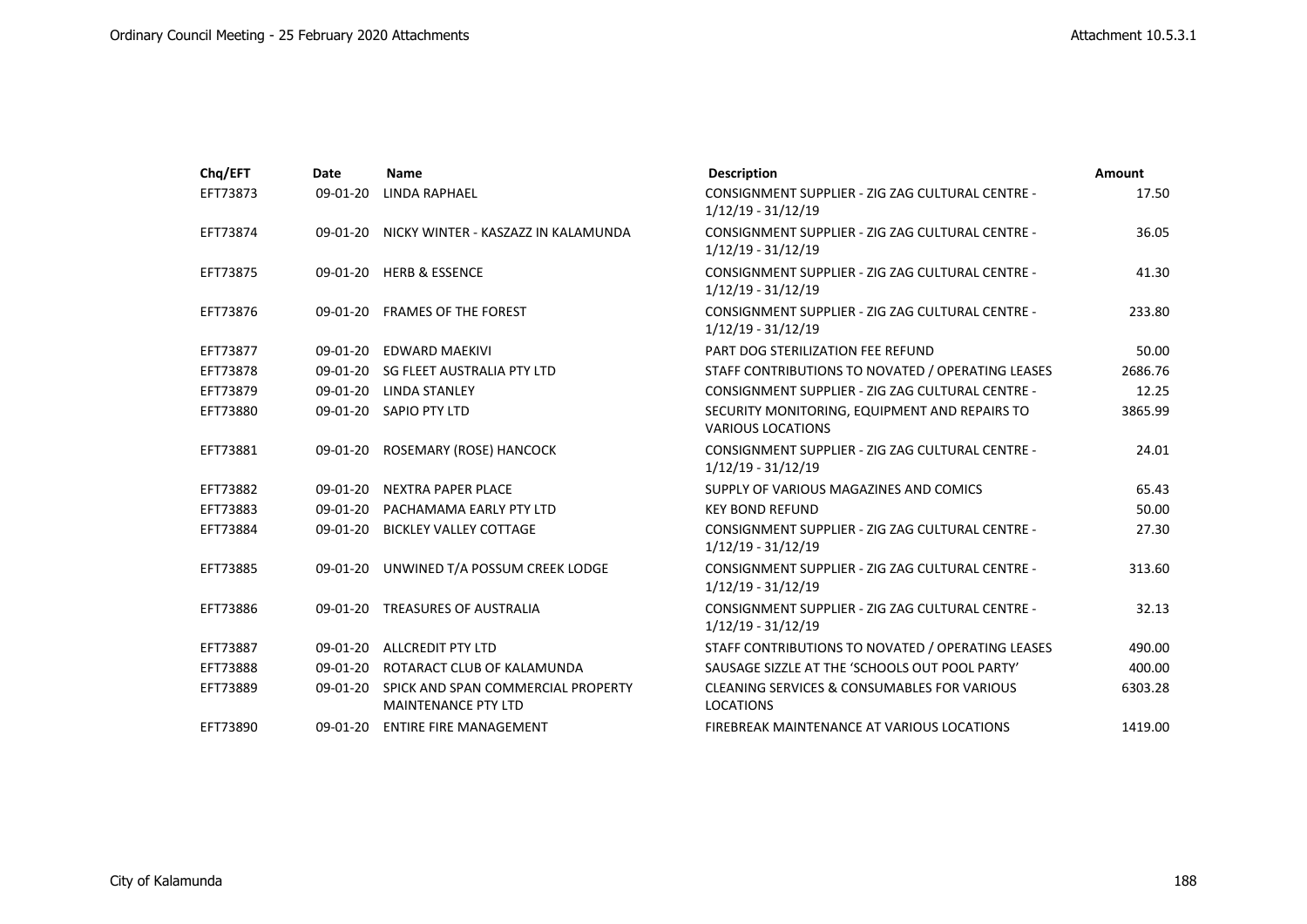| Chq/EFT | Date | Name | Description | Amount |
|---|---|---|---|---|
| EFT73873 | 09-01-20 | LINDA RAPHAEL | CONSIGNMENT SUPPLIER - ZIG ZAG CULTURAL CENTRE - 1/12/19 - 31/12/19 | 17.50 |
| EFT73874 | 09-01-20 | NICKY WINTER - KASZAZZ IN KALAMUNDA | CONSIGNMENT SUPPLIER - ZIG ZAG CULTURAL CENTRE - 1/12/19 - 31/12/19 | 36.05 |
| EFT73875 | 09-01-20 | HERB & ESSENCE | CONSIGNMENT SUPPLIER - ZIG ZAG CULTURAL CENTRE - 1/12/19 - 31/12/19 | 41.30 |
| EFT73876 | 09-01-20 | FRAMES OF THE FOREST | CONSIGNMENT SUPPLIER - ZIG ZAG CULTURAL CENTRE - 1/12/19 - 31/12/19 | 233.80 |
| EFT73877 | 09-01-20 | EDWARD MAEKIVI | PART DOG STERILIZATION FEE REFUND | 50.00 |
| EFT73878 | 09-01-20 | SG FLEET AUSTRALIA PTY LTD | STAFF CONTRIBUTIONS TO NOVATED / OPERATING LEASES | 2686.76 |
| EFT73879 | 09-01-20 | LINDA STANLEY | CONSIGNMENT SUPPLIER - ZIG ZAG CULTURAL CENTRE - | 12.25 |
| EFT73880 | 09-01-20 | SAPIO PTY LTD | SECURITY MONITORING, EQUIPMENT AND REPAIRS TO VARIOUS LOCATIONS | 3865.99 |
| EFT73881 | 09-01-20 | ROSEMARY (ROSE) HANCOCK | CONSIGNMENT SUPPLIER - ZIG ZAG CULTURAL CENTRE - 1/12/19 - 31/12/19 | 24.01 |
| EFT73882 | 09-01-20 | NEXTRA PAPER PLACE | SUPPLY OF VARIOUS MAGAZINES AND COMICS | 65.43 |
| EFT73883 | 09-01-20 | PACHAMAMA EARLY PTY LTD | KEY BOND REFUND | 50.00 |
| EFT73884 | 09-01-20 | BICKLEY VALLEY COTTAGE | CONSIGNMENT SUPPLIER - ZIG ZAG CULTURAL CENTRE - 1/12/19 - 31/12/19 | 27.30 |
| EFT73885 | 09-01-20 | UNWINED T/A POSSUM CREEK LODGE | CONSIGNMENT SUPPLIER - ZIG ZAG CULTURAL CENTRE - 1/12/19 - 31/12/19 | 313.60 |
| EFT73886 | 09-01-20 | TREASURES OF AUSTRALIA | CONSIGNMENT SUPPLIER - ZIG ZAG CULTURAL CENTRE - 1/12/19 - 31/12/19 | 32.13 |
| EFT73887 | 09-01-20 | ALLCREDIT PTY LTD | STAFF CONTRIBUTIONS TO NOVATED / OPERATING LEASES | 490.00 |
| EFT73888 | 09-01-20 | ROTARACT CLUB OF KALAMUNDA | SAUSAGE SIZZLE AT THE 'SCHOOLS OUT POOL PARTY' | 400.00 |
| EFT73889 | 09-01-20 | SPICK AND SPAN COMMERCIAL PROPERTY MAINTENANCE PTY LTD | CLEANING SERVICES & CONSUMABLES FOR VARIOUS LOCATIONS | 6303.28 |
| EFT73890 | 09-01-20 | ENTIRE FIRE MANAGEMENT | FIREBREAK MAINTENANCE AT VARIOUS LOCATIONS | 1419.00 |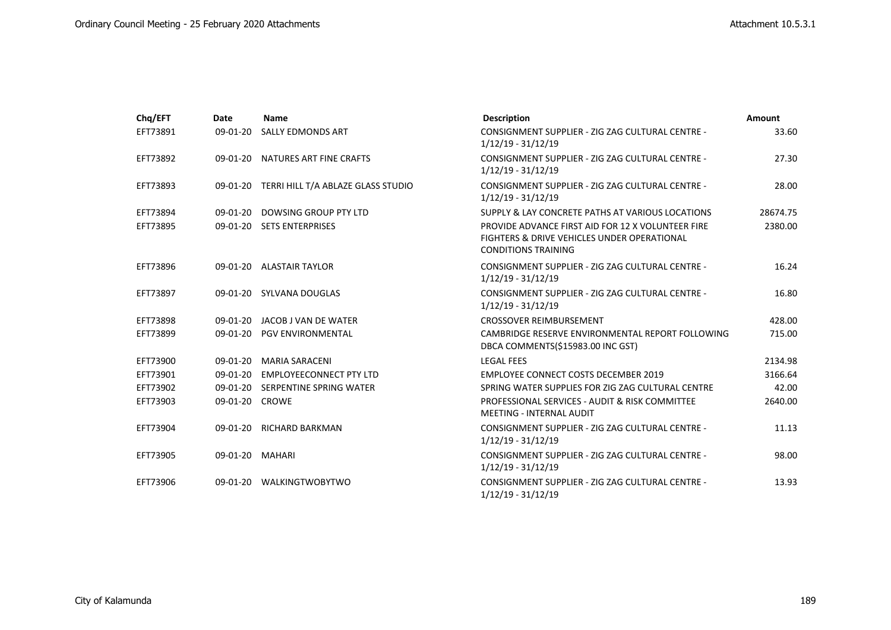| Chq/EFT | Date | Name | Description | Amount |
|---|---|---|---|---|
| EFT73891 | 09-01-20 | SALLY EDMONDS ART | CONSIGNMENT SUPPLIER - ZIG ZAG CULTURAL CENTRE - 1/12/19 - 31/12/19 | 33.60 |
| EFT73892 | 09-01-20 | NATURES ART FINE CRAFTS | CONSIGNMENT SUPPLIER - ZIG ZAG CULTURAL CENTRE - 1/12/19 - 31/12/19 | 27.30 |
| EFT73893 | 09-01-20 | TERRI HILL T/A ABLAZE GLASS STUDIO | CONSIGNMENT SUPPLIER - ZIG ZAG CULTURAL CENTRE - 1/12/19 - 31/12/19 | 28.00 |
| EFT73894 | 09-01-20 | DOWSING GROUP PTY LTD | SUPPLY & LAY CONCRETE PATHS AT VARIOUS LOCATIONS | 28674.75 |
| EFT73895 | 09-01-20 | SETS ENTERPRISES | PROVIDE ADVANCE FIRST AID FOR 12 X VOLUNTEER FIRE FIGHTERS & DRIVE VEHICLES UNDER OPERATIONAL CONDITIONS TRAINING | 2380.00 |
| EFT73896 | 09-01-20 | ALASTAIR TAYLOR | CONSIGNMENT SUPPLIER - ZIG ZAG CULTURAL CENTRE - 1/12/19 - 31/12/19 | 16.24 |
| EFT73897 | 09-01-20 | SYLVANA DOUGLAS | CONSIGNMENT SUPPLIER - ZIG ZAG CULTURAL CENTRE - 1/12/19 - 31/12/19 | 16.80 |
| EFT73898 | 09-01-20 | JACOB J VAN DE WATER | CROSSOVER REIMBURSEMENT | 428.00 |
| EFT73899 | 09-01-20 | PGV ENVIRONMENTAL | CAMBRIDGE RESERVE ENVIRONMENTAL REPORT FOLLOWING DBCA COMMENTS($15983.00 INC GST) | 715.00 |
| EFT73900 | 09-01-20 | MARIA SARACENI | LEGAL FEES | 2134.98 |
| EFT73901 | 09-01-20 | EMPLOYEECONNECT PTY LTD | EMPLOYEE CONNECT COSTS DECEMBER 2019 | 3166.64 |
| EFT73902 | 09-01-20 | SERPENTINE SPRING WATER | SPRING WATER SUPPLIES FOR ZIG ZAG CULTURAL CENTRE | 42.00 |
| EFT73903 | 09-01-20 | CROWE | PROFESSIONAL SERVICES - AUDIT & RISK COMMITTEE MEETING - INTERNAL AUDIT | 2640.00 |
| EFT73904 | 09-01-20 | RICHARD BARKMAN | CONSIGNMENT SUPPLIER - ZIG ZAG CULTURAL CENTRE - 1/12/19 - 31/12/19 | 11.13 |
| EFT73905 | 09-01-20 | MAHARI | CONSIGNMENT SUPPLIER - ZIG ZAG CULTURAL CENTRE - 1/12/19 - 31/12/19 | 98.00 |
| EFT73906 | 09-01-20 | WALKINGTWOBYTWO | CONSIGNMENT SUPPLIER - ZIG ZAG CULTURAL CENTRE - 1/12/19 - 31/12/19 | 13.93 |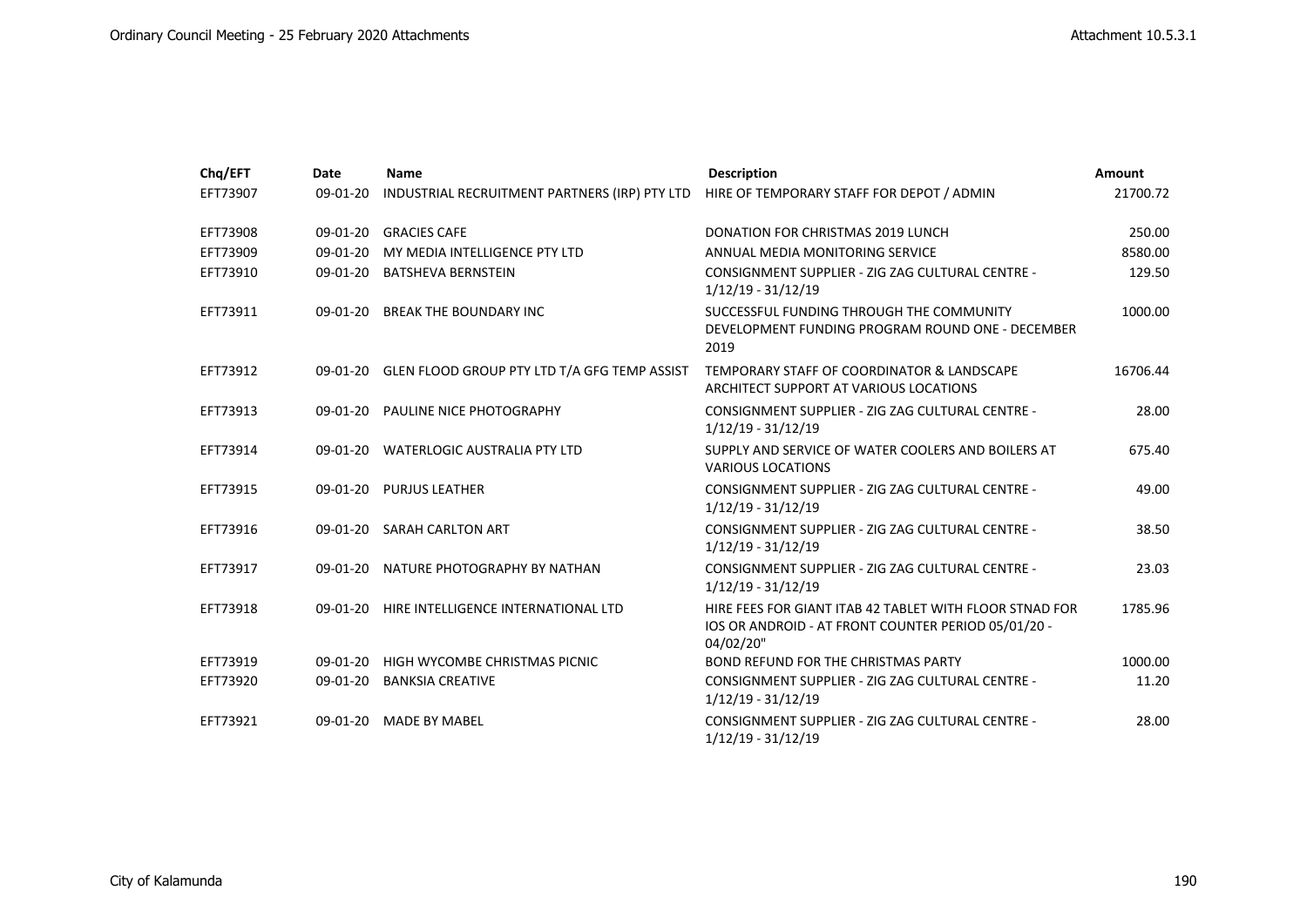| Chq/EFT | Date | Name | Description | Amount |
|---|---|---|---|---|
| EFT73907 | 09-01-20 | INDUSTRIAL RECRUITMENT PARTNERS (IRP) PTY LTD | HIRE OF TEMPORARY STAFF FOR DEPOT / ADMIN | 21700.72 |
| EFT73908 | 09-01-20 | GRACIES CAFE | DONATION FOR CHRISTMAS 2019 LUNCH | 250.00 |
| EFT73909 | 09-01-20 | MY MEDIA INTELLIGENCE PTY LTD | ANNUAL MEDIA MONITORING SERVICE | 8580.00 |
| EFT73910 | 09-01-20 | BATSHEVA BERNSTEIN | CONSIGNMENT SUPPLIER - ZIG ZAG CULTURAL CENTRE - 1/12/19 - 31/12/19 | 129.50 |
| EFT73911 | 09-01-20 | BREAK THE BOUNDARY INC | SUCCESSFUL FUNDING THROUGH THE COMMUNITY DEVELOPMENT FUNDING PROGRAM ROUND ONE - DECEMBER 2019 | 1000.00 |
| EFT73912 | 09-01-20 | GLEN FLOOD GROUP PTY LTD T/A GFG TEMP ASSIST | TEMPORARY STAFF OF COORDINATOR & LANDSCAPE ARCHITECT SUPPORT AT VARIOUS LOCATIONS | 16706.44 |
| EFT73913 | 09-01-20 | PAULINE NICE PHOTOGRAPHY | CONSIGNMENT SUPPLIER - ZIG ZAG CULTURAL CENTRE - 1/12/19 - 31/12/19 | 28.00 |
| EFT73914 | 09-01-20 | WATERLOGIC AUSTRALIA PTY LTD | SUPPLY AND SERVICE OF WATER COOLERS AND BOILERS AT VARIOUS LOCATIONS | 675.40 |
| EFT73915 | 09-01-20 | PURJUS LEATHER | CONSIGNMENT SUPPLIER - ZIG ZAG CULTURAL CENTRE - 1/12/19 - 31/12/19 | 49.00 |
| EFT73916 | 09-01-20 | SARAH CARLTON ART | CONSIGNMENT SUPPLIER - ZIG ZAG CULTURAL CENTRE - 1/12/19 - 31/12/19 | 38.50 |
| EFT73917 | 09-01-20 | NATURE PHOTOGRAPHY BY NATHAN | CONSIGNMENT SUPPLIER - ZIG ZAG CULTURAL CENTRE - 1/12/19 - 31/12/19 | 23.03 |
| EFT73918 | 09-01-20 | HIRE INTELLIGENCE INTERNATIONAL LTD | HIRE FEES FOR GIANT ITAB 42 TABLET WITH FLOOR STNAD FOR IOS OR ANDROID - AT FRONT COUNTER PERIOD 05/01/20 - 04/02/20" | 1785.96 |
| EFT73919 | 09-01-20 | HIGH WYCOMBE CHRISTMAS PICNIC | BOND REFUND FOR THE CHRISTMAS PARTY | 1000.00 |
| EFT73920 | 09-01-20 | BANKSIA CREATIVE | CONSIGNMENT SUPPLIER - ZIG ZAG CULTURAL CENTRE - 1/12/19 - 31/12/19 | 11.20 |
| EFT73921 | 09-01-20 | MADE BY MABEL | CONSIGNMENT SUPPLIER - ZIG ZAG CULTURAL CENTRE - 1/12/19 - 31/12/19 | 28.00 |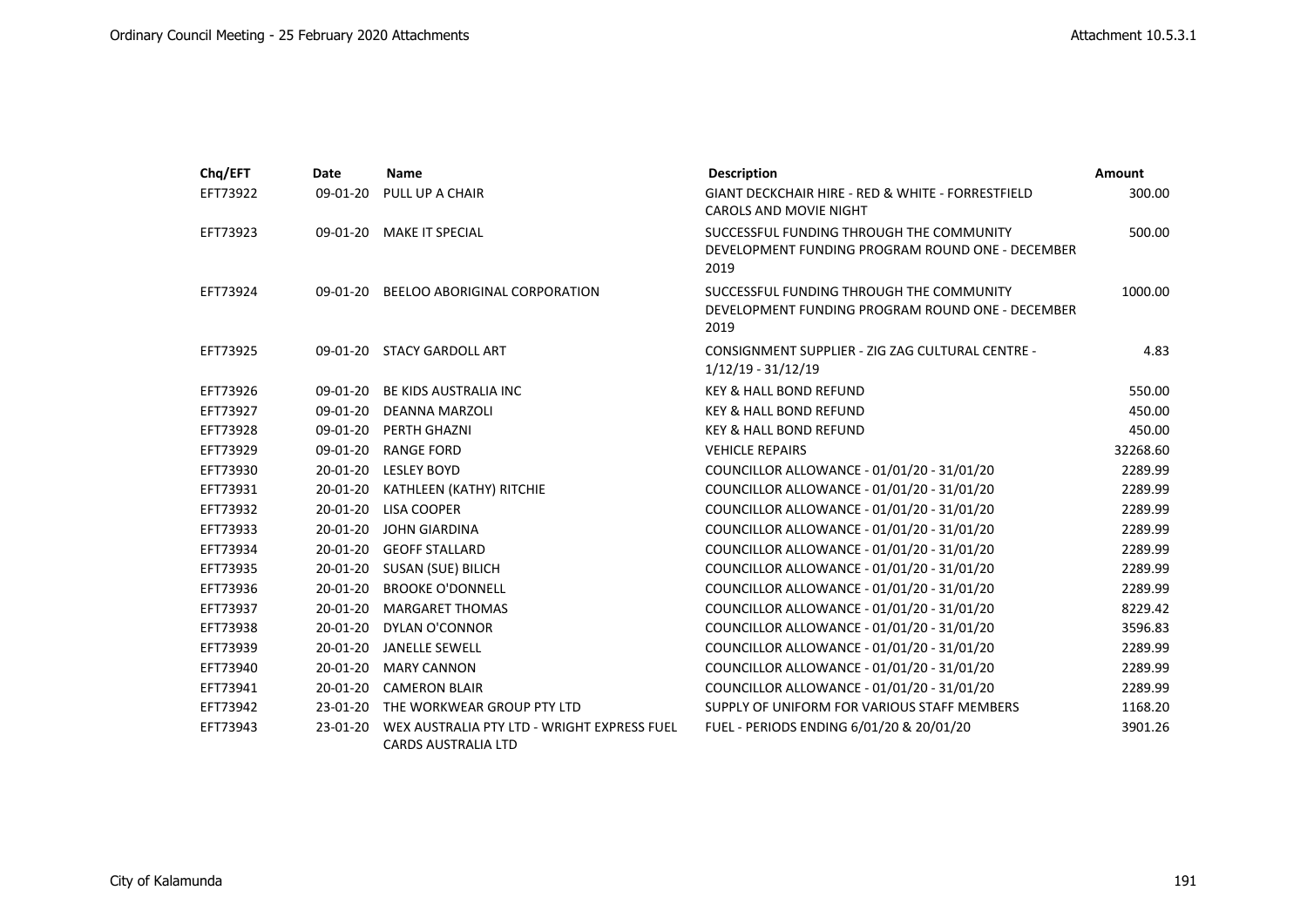| Chq/EFT | Date | Name | Description | Amount |
|---|---|---|---|---|
| EFT73922 | 09-01-20 | PULL UP A CHAIR | GIANT DECKCHAIR HIRE - RED & WHITE - FORRESTFIELD CAROLS AND MOVIE NIGHT | 300.00 |
| EFT73923 | 09-01-20 | MAKE IT SPECIAL | SUCCESSFUL FUNDING THROUGH THE COMMUNITY DEVELOPMENT FUNDING PROGRAM ROUND ONE - DECEMBER 2019 | 500.00 |
| EFT73924 | 09-01-20 | BEELOO ABORIGINAL CORPORATION | SUCCESSFUL FUNDING THROUGH THE COMMUNITY DEVELOPMENT FUNDING PROGRAM ROUND ONE - DECEMBER 2019 | 1000.00 |
| EFT73925 | 09-01-20 | STACY GARDOLL ART | CONSIGNMENT SUPPLIER - ZIG ZAG CULTURAL CENTRE - 1/12/19 - 31/12/19 | 4.83 |
| EFT73926 | 09-01-20 | BE KIDS AUSTRALIA INC | KEY & HALL BOND REFUND | 550.00 |
| EFT73927 | 09-01-20 | DEANNA MARZOLI | KEY & HALL BOND REFUND | 450.00 |
| EFT73928 | 09-01-20 | PERTH GHAZNI | KEY & HALL BOND REFUND | 450.00 |
| EFT73929 | 09-01-20 | RANGE FORD | VEHICLE REPAIRS | 32268.60 |
| EFT73930 | 20-01-20 | LESLEY BOYD | COUNCILLOR ALLOWANCE - 01/01/20 - 31/01/20 | 2289.99 |
| EFT73931 | 20-01-20 | KATHLEEN (KATHY) RITCHIE | COUNCILLOR ALLOWANCE - 01/01/20 - 31/01/20 | 2289.99 |
| EFT73932 | 20-01-20 | LISA COOPER | COUNCILLOR ALLOWANCE - 01/01/20 - 31/01/20 | 2289.99 |
| EFT73933 | 20-01-20 | JOHN GIARDINA | COUNCILLOR ALLOWANCE - 01/01/20 - 31/01/20 | 2289.99 |
| EFT73934 | 20-01-20 | GEOFF STALLARD | COUNCILLOR ALLOWANCE - 01/01/20 - 31/01/20 | 2289.99 |
| EFT73935 | 20-01-20 | SUSAN (SUE) BILICH | COUNCILLOR ALLOWANCE - 01/01/20 - 31/01/20 | 2289.99 |
| EFT73936 | 20-01-20 | BROOKE O'DONNELL | COUNCILLOR ALLOWANCE - 01/01/20 - 31/01/20 | 2289.99 |
| EFT73937 | 20-01-20 | MARGARET THOMAS | COUNCILLOR ALLOWANCE - 01/01/20 - 31/01/20 | 8229.42 |
| EFT73938 | 20-01-20 | DYLAN O'CONNOR | COUNCILLOR ALLOWANCE - 01/01/20 - 31/01/20 | 3596.83 |
| EFT73939 | 20-01-20 | JANELLE SEWELL | COUNCILLOR ALLOWANCE - 01/01/20 - 31/01/20 | 2289.99 |
| EFT73940 | 20-01-20 | MARY CANNON | COUNCILLOR ALLOWANCE - 01/01/20 - 31/01/20 | 2289.99 |
| EFT73941 | 20-01-20 | CAMERON BLAIR | COUNCILLOR ALLOWANCE - 01/01/20 - 31/01/20 | 2289.99 |
| EFT73942 | 23-01-20 | THE WORKWEAR GROUP PTY LTD | SUPPLY OF UNIFORM FOR VARIOUS STAFF MEMBERS | 1168.20 |
| EFT73943 | 23-01-20 | WEX AUSTRALIA PTY LTD - WRIGHT EXPRESS FUEL CARDS AUSTRALIA LTD | FUEL - PERIODS ENDING 6/01/20 & 20/01/20 | 3901.26 |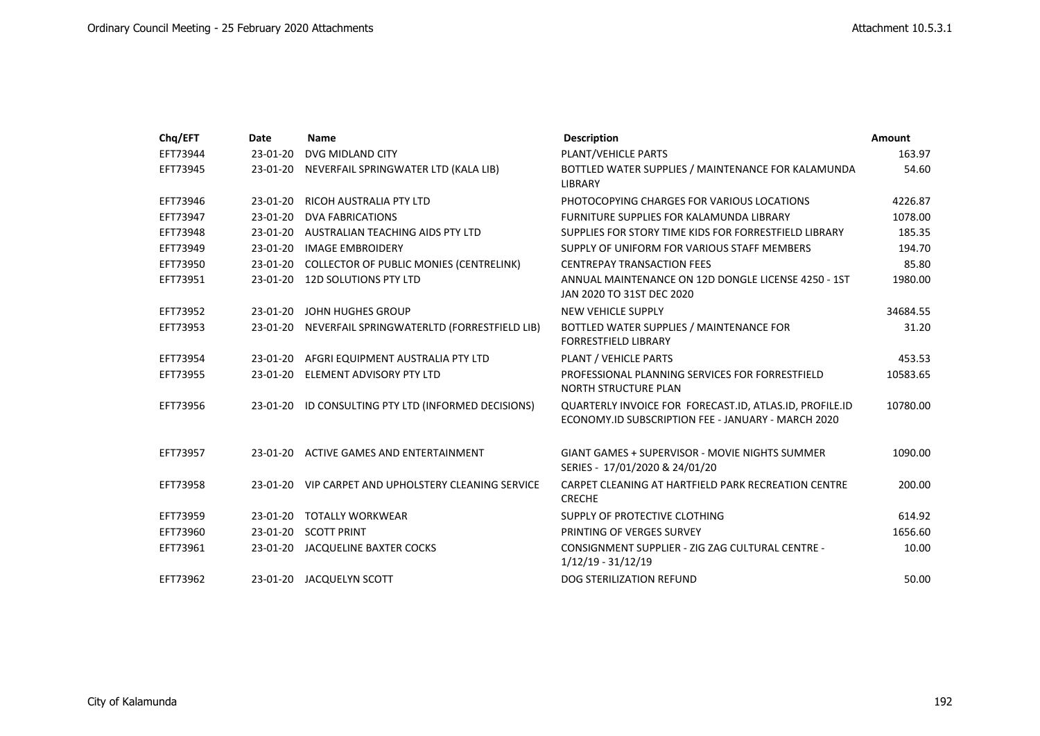| Chq/EFT | Date | Name | Description | Amount |
| --- | --- | --- | --- | --- |
| EFT73944 | 23-01-20 | DVG MIDLAND CITY | PLANT/VEHICLE PARTS | 163.97 |
| EFT73945 | 23-01-20 | NEVERFAIL SPRINGWATER LTD (KALA LIB) | BOTTLED WATER SUPPLIES / MAINTENANCE FOR KALAMUNDA LIBRARY | 54.60 |
| EFT73946 | 23-01-20 | RICOH AUSTRALIA PTY LTD | PHOTOCOPYING CHARGES FOR VARIOUS LOCATIONS | 4226.87 |
| EFT73947 | 23-01-20 | DVA FABRICATIONS | FURNITURE SUPPLIES FOR KALAMUNDA LIBRARY | 1078.00 |
| EFT73948 | 23-01-20 | AUSTRALIAN TEACHING AIDS PTY LTD | SUPPLIES FOR STORY TIME KIDS FOR FORRESTFIELD LIBRARY | 185.35 |
| EFT73949 | 23-01-20 | IMAGE EMBROIDERY | SUPPLY OF UNIFORM FOR VARIOUS STAFF MEMBERS | 194.70 |
| EFT73950 | 23-01-20 | COLLECTOR OF PUBLIC MONIES (CENTRELINK) | CENTREPAY TRANSACTION FEES | 85.80 |
| EFT73951 | 23-01-20 | 12D SOLUTIONS PTY LTD | ANNUAL MAINTENANCE ON 12D DONGLE LICENSE 4250 - 1ST JAN 2020 TO 31ST DEC 2020 | 1980.00 |
| EFT73952 | 23-01-20 | JOHN HUGHES GROUP | NEW VEHICLE SUPPLY | 34684.55 |
| EFT73953 | 23-01-20 | NEVERFAIL SPRINGWATERLTD (FORRESTFIELD LIB) | BOTTLED WATER SUPPLIES / MAINTENANCE FOR FORRESTFIELD LIBRARY | 31.20 |
| EFT73954 | 23-01-20 | AFGRI EQUIPMENT AUSTRALIA PTY LTD | PLANT / VEHICLE PARTS | 453.53 |
| EFT73955 | 23-01-20 | ELEMENT ADVISORY PTY LTD | PROFESSIONAL PLANNING SERVICES FOR FORRESTFIELD NORTH STRUCTURE PLAN | 10583.65 |
| EFT73956 | 23-01-20 | ID CONSULTING PTY LTD (INFORMED DECISIONS) | QUARTERLY INVOICE FOR FORECAST.ID, ATLAS.ID, PROFILE.ID ECONOMY.ID SUBSCRIPTION FEE - JANUARY - MARCH 2020 | 10780.00 |
| EFT73957 | 23-01-20 | ACTIVE GAMES AND ENTERTAINMENT | GIANT GAMES + SUPERVISOR - MOVIE NIGHTS SUMMER SERIES - 17/01/2020 & 24/01/20 | 1090.00 |
| EFT73958 | 23-01-20 | VIP CARPET AND UPHOLSTERY CLEANING SERVICE | CARPET CLEANING AT HARTFIELD PARK RECREATION CENTRE CRECHE | 200.00 |
| EFT73959 | 23-01-20 | TOTALLY WORKWEAR | SUPPLY OF PROTECTIVE CLOTHING | 614.92 |
| EFT73960 | 23-01-20 | SCOTT PRINT | PRINTING OF VERGES SURVEY | 1656.60 |
| EFT73961 | 23-01-20 | JACQUELINE BAXTER COCKS | CONSIGNMENT SUPPLIER - ZIG ZAG CULTURAL CENTRE - 1/12/19 - 31/12/19 | 10.00 |
| EFT73962 | 23-01-20 | JACQUELYN SCOTT | DOG STERILIZATION REFUND | 50.00 |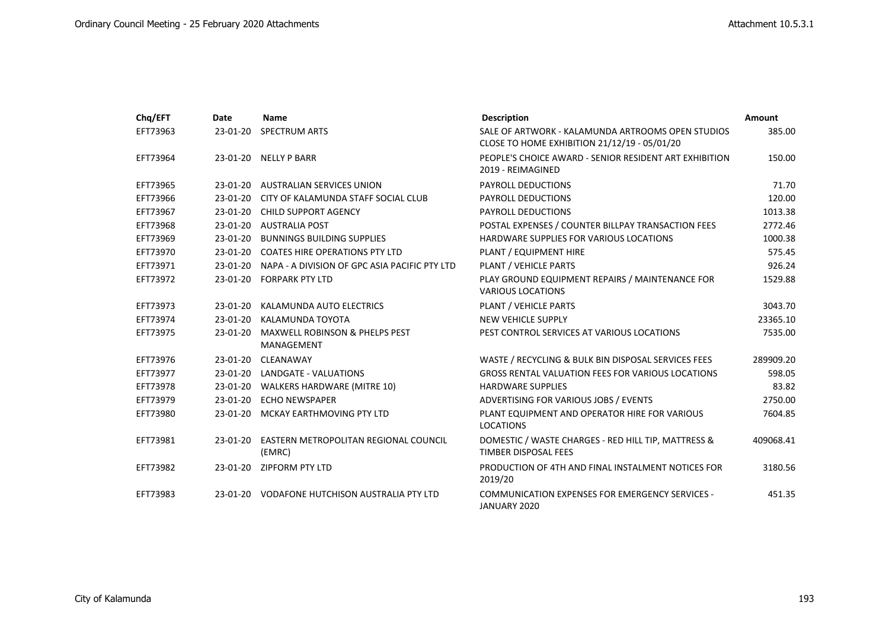| Chq/EFT | Date | Name | Description | Amount |
|---|---|---|---|---|
| EFT73963 | 23-01-20 | SPECTRUM ARTS | SALE OF ARTWORK - KALAMUNDA ARTROOMS OPEN STUDIOS CLOSE TO HOME EXHIBITION 21/12/19 - 05/01/20 | 385.00 |
| EFT73964 | 23-01-20 | NELLY P BARR | PEOPLE'S CHOICE AWARD - SENIOR RESIDENT ART EXHIBITION 2019 - REIMAGINED | 150.00 |
| EFT73965 | 23-01-20 | AUSTRALIAN SERVICES UNION | PAYROLL DEDUCTIONS | 71.70 |
| EFT73966 | 23-01-20 | CITY OF KALAMUNDA STAFF SOCIAL CLUB | PAYROLL DEDUCTIONS | 120.00 |
| EFT73967 | 23-01-20 | CHILD SUPPORT AGENCY | PAYROLL DEDUCTIONS | 1013.38 |
| EFT73968 | 23-01-20 | AUSTRALIA POST | POSTAL EXPENSES / COUNTER BILLPAY TRANSACTION FEES | 2772.46 |
| EFT73969 | 23-01-20 | BUNNINGS BUILDING SUPPLIES | HARDWARE SUPPLIES FOR VARIOUS LOCATIONS | 1000.38 |
| EFT73970 | 23-01-20 | COATES HIRE OPERATIONS PTY LTD | PLANT / EQUIPMENT HIRE | 575.45 |
| EFT73971 | 23-01-20 | NAPA - A DIVISION OF GPC ASIA PACIFIC PTY LTD | PLANT / VEHICLE PARTS | 926.24 |
| EFT73972 | 23-01-20 | FORPARK PTY LTD | PLAY GROUND EQUIPMENT REPAIRS / MAINTENANCE FOR VARIOUS LOCATIONS | 1529.88 |
| EFT73973 | 23-01-20 | KALAMUNDA AUTO ELECTRICS | PLANT / VEHICLE PARTS | 3043.70 |
| EFT73974 | 23-01-20 | KALAMUNDA TOYOTA | NEW VEHICLE SUPPLY | 23365.10 |
| EFT73975 | 23-01-20 | MAXWELL ROBINSON & PHELPS PEST MANAGEMENT | PEST CONTROL SERVICES AT VARIOUS LOCATIONS | 7535.00 |
| EFT73976 | 23-01-20 | CLEANAWAY | WASTE / RECYCLING & BULK BIN DISPOSAL SERVICES FEES | 289909.20 |
| EFT73977 | 23-01-20 | LANDGATE - VALUATIONS | GROSS RENTAL VALUATION FEES FOR VARIOUS LOCATIONS | 598.05 |
| EFT73978 | 23-01-20 | WALKERS HARDWARE (MITRE 10) | HARDWARE SUPPLIES | 83.82 |
| EFT73979 | 23-01-20 | ECHO NEWSPAPER | ADVERTISING FOR VARIOUS JOBS / EVENTS | 2750.00 |
| EFT73980 | 23-01-20 | MCKAY EARTHMOVING PTY LTD | PLANT EQUIPMENT AND OPERATOR HIRE FOR VARIOUS LOCATIONS | 7604.85 |
| EFT73981 | 23-01-20 | EASTERN METROPOLITAN REGIONAL COUNCIL (EMRC) | DOMESTIC / WASTE CHARGES - RED HILL TIP, MATTRESS & TIMBER DISPOSAL FEES | 409068.41 |
| EFT73982 | 23-01-20 | ZIPFORM PTY LTD | PRODUCTION OF 4TH AND FINAL INSTALMENT NOTICES FOR 2019/20 | 3180.56 |
| EFT73983 | 23-01-20 | VODAFONE HUTCHISON AUSTRALIA PTY LTD | COMMUNICATION EXPENSES FOR EMERGENCY SERVICES - JANUARY 2020 | 451.35 |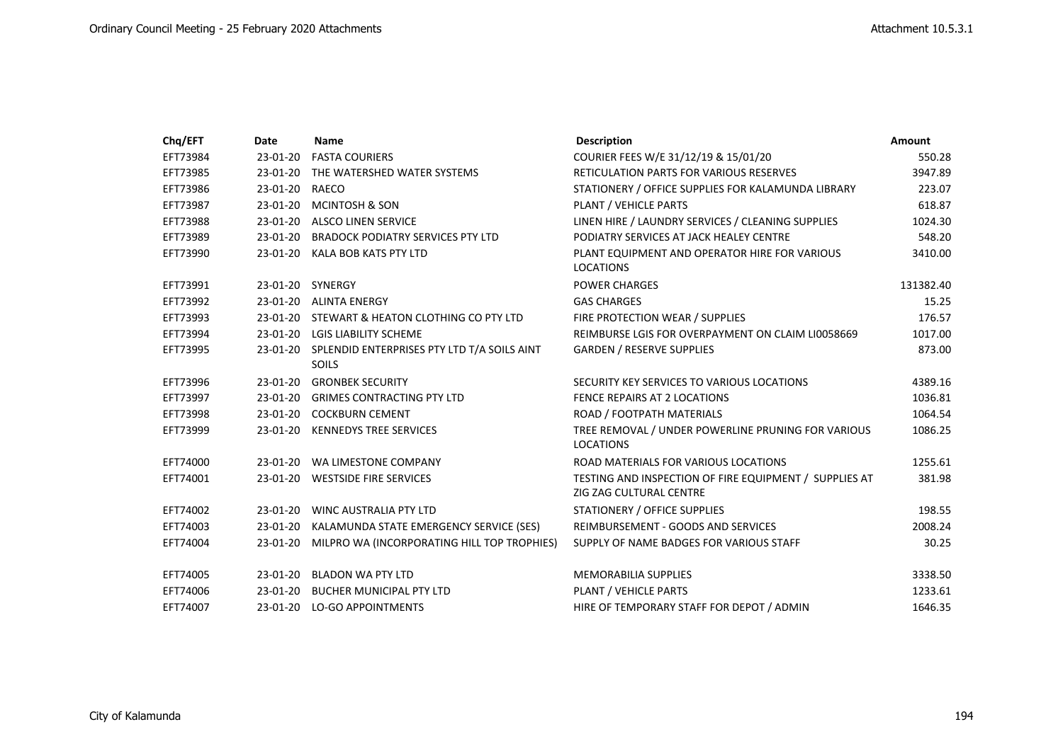| Chq/EFT | Date | Name | Description | Amount |
|---|---|---|---|---|
| EFT73984 | 23-01-20 | FASTA COURIERS | COURIER FEES W/E 31/12/19 & 15/01/20 | 550.28 |
| EFT73985 | 23-01-20 | THE WATERSHED WATER SYSTEMS | RETICULATION PARTS FOR VARIOUS RESERVES | 3947.89 |
| EFT73986 | 23-01-20 | RAECO | STATIONERY / OFFICE SUPPLIES FOR KALAMUNDA LIBRARY | 223.07 |
| EFT73987 | 23-01-20 | MCINTOSH & SON | PLANT / VEHICLE PARTS | 618.87 |
| EFT73988 | 23-01-20 | ALSCO LINEN SERVICE | LINEN HIRE / LAUNDRY SERVICES / CLEANING SUPPLIES | 1024.30 |
| EFT73989 | 23-01-20 | BRADOCK PODIATRY SERVICES PTY LTD | PODIATRY SERVICES AT JACK HEALEY CENTRE | 548.20 |
| EFT73990 | 23-01-20 | KALA BOB KATS PTY LTD | PLANT EQUIPMENT AND OPERATOR HIRE FOR VARIOUS LOCATIONS | 3410.00 |
| EFT73991 | 23-01-20 | SYNERGY | POWER CHARGES | 131382.40 |
| EFT73992 | 23-01-20 | ALINTA ENERGY | GAS CHARGES | 15.25 |
| EFT73993 | 23-01-20 | STEWART & HEATON CLOTHING CO PTY LTD | FIRE PROTECTION WEAR / SUPPLIES | 176.57 |
| EFT73994 | 23-01-20 | LGIS LIABILITY SCHEME | REIMBURSE LGIS FOR OVERPAYMENT ON CLAIM LI0058669 | 1017.00 |
| EFT73995 | 23-01-20 | SPLENDID ENTERPRISES PTY LTD T/A SOILS AINT SOILS | GARDEN / RESERVE SUPPLIES | 873.00 |
| EFT73996 | 23-01-20 | GRONBEK SECURITY | SECURITY KEY SERVICES TO VARIOUS LOCATIONS | 4389.16 |
| EFT73997 | 23-01-20 | GRIMES CONTRACTING PTY LTD | FENCE REPAIRS AT 2 LOCATIONS | 1036.81 |
| EFT73998 | 23-01-20 | COCKBURN CEMENT | ROAD / FOOTPATH MATERIALS | 1064.54 |
| EFT73999 | 23-01-20 | KENNEDYS TREE SERVICES | TREE REMOVAL / UNDER POWERLINE PRUNING FOR VARIOUS LOCATIONS | 1086.25 |
| EFT74000 | 23-01-20 | WA LIMESTONE COMPANY | ROAD MATERIALS FOR VARIOUS LOCATIONS | 1255.61 |
| EFT74001 | 23-01-20 | WESTSIDE FIRE SERVICES | TESTING AND INSPECTION OF FIRE EQUIPMENT / SUPPLIES AT ZIG ZAG CULTURAL CENTRE | 381.98 |
| EFT74002 | 23-01-20 | WINC AUSTRALIA PTY LTD | STATIONERY / OFFICE SUPPLIES | 198.55 |
| EFT74003 | 23-01-20 | KALAMUNDA STATE EMERGENCY SERVICE (SES) | REIMBURSEMENT - GOODS AND SERVICES | 2008.24 |
| EFT74004 | 23-01-20 | MILPRO WA (INCORPORATING HILL TOP TROPHIES) | SUPPLY OF NAME BADGES FOR VARIOUS STAFF | 30.25 |
| EFT74005 | 23-01-20 | BLADON WA PTY LTD | MEMORABILIA SUPPLIES | 3338.50 |
| EFT74006 | 23-01-20 | BUCHER MUNICIPAL PTY LTD | PLANT / VEHICLE PARTS | 1233.61 |
| EFT74007 | 23-01-20 | LO-GO APPOINTMENTS | HIRE OF TEMPORARY STAFF FOR DEPOT / ADMIN | 1646.35 |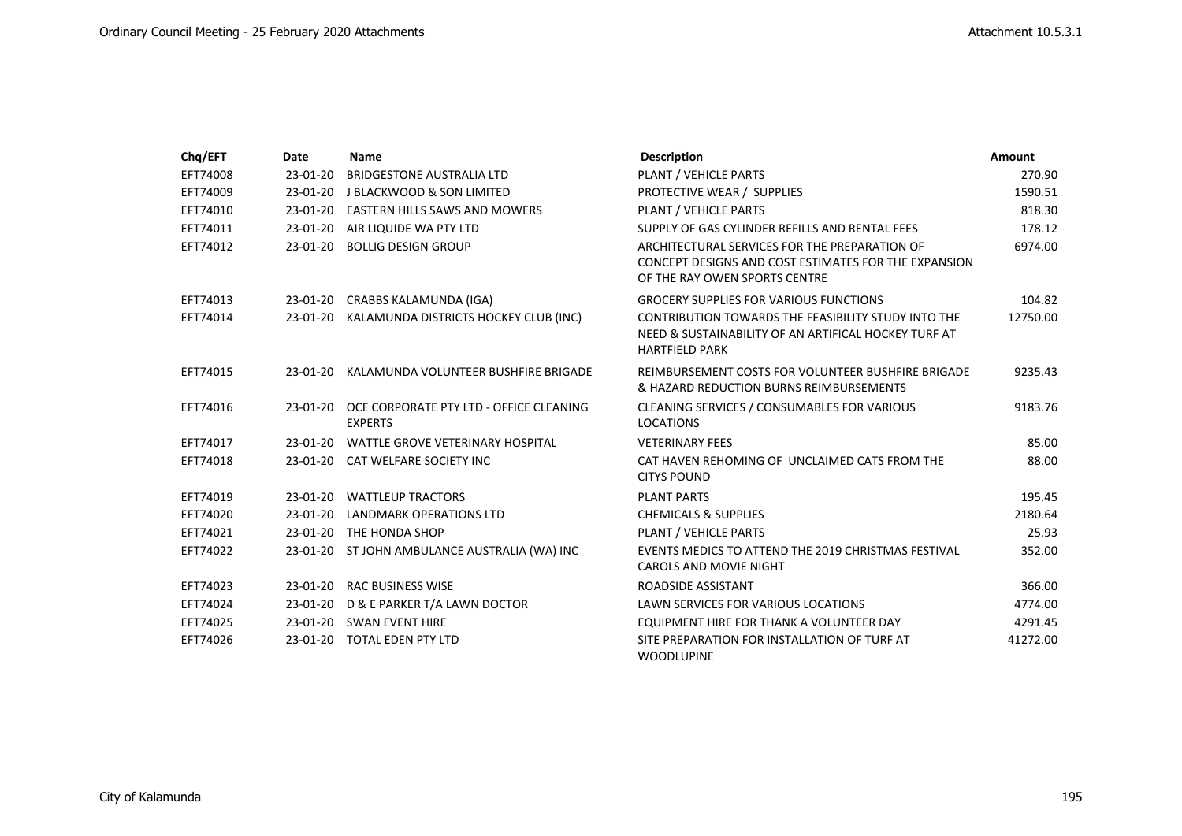| Chq/EFT | Date | Name | Description | Amount |
|---|---|---|---|---|
| EFT74008 | 23-01-20 | BRIDGESTONE AUSTRALIA LTD | PLANT / VEHICLE PARTS | 270.90 |
| EFT74009 | 23-01-20 | J BLACKWOOD & SON LIMITED | PROTECTIVE WEAR / SUPPLIES | 1590.51 |
| EFT74010 | 23-01-20 | EASTERN HILLS SAWS AND MOWERS | PLANT / VEHICLE PARTS | 818.30 |
| EFT74011 | 23-01-20 | AIR LIQUIDE WA PTY LTD | SUPPLY OF GAS CYLINDER REFILLS AND RENTAL FEES | 178.12 |
| EFT74012 | 23-01-20 | BOLLIG DESIGN GROUP | ARCHITECTURAL SERVICES FOR THE PREPARATION OF CONCEPT DESIGNS AND COST ESTIMATES FOR THE EXPANSION OF THE RAY OWEN SPORTS CENTRE | 6974.00 |
| EFT74013 | 23-01-20 | CRABBS KALAMUNDA (IGA) | GROCERY SUPPLIES FOR VARIOUS FUNCTIONS | 104.82 |
| EFT74014 | 23-01-20 | KALAMUNDA DISTRICTS HOCKEY CLUB (INC) | CONTRIBUTION TOWARDS THE FEASIBILITY STUDY INTO THE NEED & SUSTAINABILITY OF AN ARTIFICAL HOCKEY TURF AT HARTFIELD PARK | 12750.00 |
| EFT74015 | 23-01-20 | KALAMUNDA VOLUNTEER BUSHFIRE BRIGADE | REIMBURSEMENT COSTS FOR VOLUNTEER BUSHFIRE BRIGADE & HAZARD REDUCTION BURNS REIMBURSEMENTS | 9235.43 |
| EFT74016 | 23-01-20 | OCE CORPORATE PTY LTD - OFFICE CLEANING EXPERTS | CLEANING SERVICES / CONSUMABLES FOR VARIOUS LOCATIONS | 9183.76 |
| EFT74017 | 23-01-20 | WATTLE GROVE VETERINARY HOSPITAL | VETERINARY FEES | 85.00 |
| EFT74018 | 23-01-20 | CAT WELFARE SOCIETY INC | CAT HAVEN REHOMING OF UNCLAIMED CATS FROM THE CITYS POUND | 88.00 |
| EFT74019 | 23-01-20 | WATTLEUP TRACTORS | PLANT PARTS | 195.45 |
| EFT74020 | 23-01-20 | LANDMARK OPERATIONS LTD | CHEMICALS & SUPPLIES | 2180.64 |
| EFT74021 | 23-01-20 | THE HONDA SHOP | PLANT / VEHICLE PARTS | 25.93 |
| EFT74022 | 23-01-20 | ST JOHN AMBULANCE AUSTRALIA (WA) INC | EVENTS MEDICS TO ATTEND THE 2019 CHRISTMAS FESTIVAL CAROLS AND MOVIE NIGHT | 352.00 |
| EFT74023 | 23-01-20 | RAC BUSINESS WISE | ROADSIDE ASSISTANT | 366.00 |
| EFT74024 | 23-01-20 | D & E PARKER T/A LAWN DOCTOR | LAWN SERVICES FOR VARIOUS LOCATIONS | 4774.00 |
| EFT74025 | 23-01-20 | SWAN EVENT HIRE | EQUIPMENT HIRE FOR THANK A VOLUNTEER DAY | 4291.45 |
| EFT74026 | 23-01-20 | TOTAL EDEN PTY LTD | SITE PREPARATION FOR INSTALLATION OF TURF AT WOODLUPINE | 41272.00 |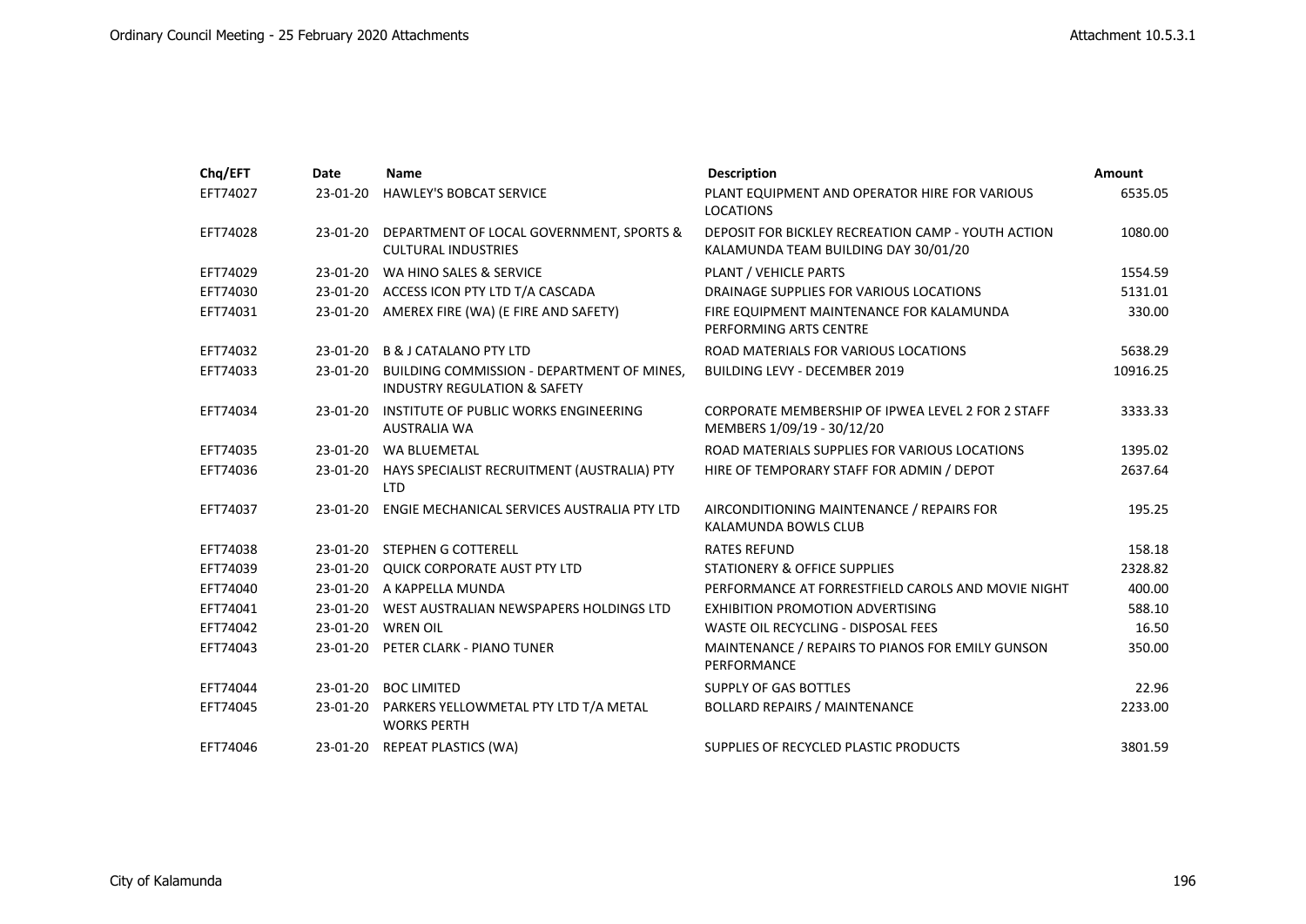| Chq/EFT | Date | Name | Description | Amount |
|---|---|---|---|---|
| EFT74027 | 23-01-20 | HAWLEY'S BOBCAT SERVICE | PLANT EQUIPMENT AND OPERATOR HIRE FOR VARIOUS LOCATIONS | 6535.05 |
| EFT74028 | 23-01-20 | DEPARTMENT OF LOCAL GOVERNMENT, SPORTS & CULTURAL INDUSTRIES | DEPOSIT FOR BICKLEY RECREATION CAMP - YOUTH ACTION KALAMUNDA TEAM BUILDING DAY 30/01/20 | 1080.00 |
| EFT74029 | 23-01-20 | WA HINO SALES & SERVICE | PLANT / VEHICLE PARTS | 1554.59 |
| EFT74030 | 23-01-20 | ACCESS ICON PTY LTD T/A CASCADA | DRAINAGE SUPPLIES FOR VARIOUS LOCATIONS | 5131.01 |
| EFT74031 | 23-01-20 | AMEREX FIRE (WA) (E FIRE AND SAFETY) | FIRE EQUIPMENT MAINTENANCE FOR KALAMUNDA PERFORMING ARTS CENTRE | 330.00 |
| EFT74032 | 23-01-20 | B & J CATALANO PTY LTD | ROAD MATERIALS FOR VARIOUS LOCATIONS | 5638.29 |
| EFT74033 | 23-01-20 | BUILDING COMMISSION - DEPARTMENT OF MINES, INDUSTRY REGULATION & SAFETY | BUILDING LEVY - DECEMBER 2019 | 10916.25 |
| EFT74034 | 23-01-20 | INSTITUTE OF PUBLIC WORKS ENGINEERING AUSTRALIA WA | CORPORATE MEMBERSHIP OF IPWEA LEVEL 2 FOR 2 STAFF MEMBERS 1/09/19 - 30/12/20 | 3333.33 |
| EFT74035 | 23-01-20 | WA BLUEMETAL | ROAD MATERIALS SUPPLIES FOR VARIOUS LOCATIONS | 1395.02 |
| EFT74036 | 23-01-20 | HAYS SPECIALIST RECRUITMENT (AUSTRALIA) PTY LTD | HIRE OF TEMPORARY STAFF FOR ADMIN / DEPOT | 2637.64 |
| EFT74037 | 23-01-20 | ENGIE MECHANICAL SERVICES AUSTRALIA PTY LTD | AIRCONDITIONING MAINTENANCE / REPAIRS FOR KALAMUNDA BOWLS CLUB | 195.25 |
| EFT74038 | 23-01-20 | STEPHEN G COTTERELL | RATES REFUND | 158.18 |
| EFT74039 | 23-01-20 | QUICK CORPORATE AUST PTY LTD | STATIONERY & OFFICE SUPPLIES | 2328.82 |
| EFT74040 | 23-01-20 | A KAPPELLA MUNDA | PERFORMANCE AT FORRESTFIELD CAROLS AND MOVIE NIGHT | 400.00 |
| EFT74041 | 23-01-20 | WEST AUSTRALIAN NEWSPAPERS HOLDINGS LTD | EXHIBITION PROMOTION ADVERTISING | 588.10 |
| EFT74042 | 23-01-20 | WREN OIL | WASTE OIL RECYCLING - DISPOSAL FEES | 16.50 |
| EFT74043 | 23-01-20 | PETER CLARK - PIANO TUNER | MAINTENANCE / REPAIRS TO PIANOS FOR EMILY GUNSON PERFORMANCE | 350.00 |
| EFT74044 | 23-01-20 | BOC LIMITED | SUPPLY OF GAS BOTTLES | 22.96 |
| EFT74045 | 23-01-20 | PARKERS YELLOWMETAL PTY LTD T/A METAL WORKS PERTH | BOLLARD REPAIRS / MAINTENANCE | 2233.00 |
| EFT74046 | 23-01-20 | REPEAT PLASTICS (WA) | SUPPLIES OF RECYCLED PLASTIC PRODUCTS | 3801.59 |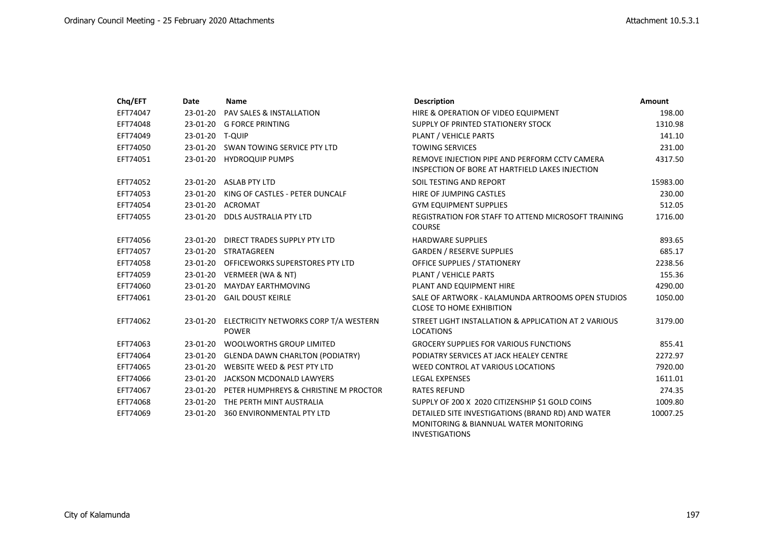| Chq/EFT | Date | Name | Description | Amount |
|---|---|---|---|---|
| EFT74047 | 23-01-20 | PAV SALES & INSTALLATION | HIRE & OPERATION OF VIDEO EQUIPMENT | 198.00 |
| EFT74048 | 23-01-20 | G FORCE PRINTING | SUPPLY OF PRINTED STATIONERY STOCK | 1310.98 |
| EFT74049 | 23-01-20 | T-QUIP | PLANT / VEHICLE PARTS | 141.10 |
| EFT74050 | 23-01-20 | SWAN TOWING SERVICE PTY LTD | TOWING SERVICES | 231.00 |
| EFT74051 | 23-01-20 | HYDROQUIP PUMPS | REMOVE INJECTION PIPE AND PERFORM CCTV CAMERA INSPECTION OF BORE AT HARTFIELD LAKES INJECTION | 4317.50 |
| EFT74052 | 23-01-20 | ASLAB PTY LTD | SOIL TESTING AND REPORT | 15983.00 |
| EFT74053 | 23-01-20 | KING OF CASTLES - PETER DUNCALF | HIRE OF JUMPING CASTLES | 230.00 |
| EFT74054 | 23-01-20 | ACROMAT | GYM EQUIPMENT SUPPLIES | 512.05 |
| EFT74055 | 23-01-20 | DDLS AUSTRALIA PTY LTD | REGISTRATION FOR STAFF TO ATTEND MICROSOFT TRAINING COURSE | 1716.00 |
| EFT74056 | 23-01-20 | DIRECT TRADES SUPPLY PTY LTD | HARDWARE SUPPLIES | 893.65 |
| EFT74057 | 23-01-20 | STRATAGREEN | GARDEN / RESERVE SUPPLIES | 685.17 |
| EFT74058 | 23-01-20 | OFFICEWORKS SUPERSTORES PTY LTD | OFFICE SUPPLIES / STATIONERY | 2238.56 |
| EFT74059 | 23-01-20 | VERMEER (WA & NT) | PLANT / VEHICLE PARTS | 155.36 |
| EFT74060 | 23-01-20 | MAYDAY EARTHMOVING | PLANT AND EQUIPMENT HIRE | 4290.00 |
| EFT74061 | 23-01-20 | GAIL DOUST KEIRLE | SALE OF ARTWORK - KALAMUNDA ARTROOMS OPEN STUDIOS CLOSE TO HOME EXHIBITION | 1050.00 |
| EFT74062 | 23-01-20 | ELECTRICITY NETWORKS CORP T/A WESTERN POWER | STREET LIGHT INSTALLATION & APPLICATION AT 2 VARIOUS LOCATIONS | 3179.00 |
| EFT74063 | 23-01-20 | WOOLWORTHS GROUP LIMITED | GROCERY SUPPLIES FOR VARIOUS FUNCTIONS | 855.41 |
| EFT74064 | 23-01-20 | GLENDA DAWN CHARLTON (PODIATRY) | PODIATRY SERVICES AT JACK HEALEY CENTRE | 2272.97 |
| EFT74065 | 23-01-20 | WEBSITE WEED & PEST PTY LTD | WEED CONTROL AT VARIOUS LOCATIONS | 7920.00 |
| EFT74066 | 23-01-20 | JACKSON MCDONALD LAWYERS | LEGAL EXPENSES | 1611.01 |
| EFT74067 | 23-01-20 | PETER HUMPHREYS & CHRISTINE M PROCTOR | RATES REFUND | 274.35 |
| EFT74068 | 23-01-20 | THE PERTH MINT AUSTRALIA | SUPPLY OF 200 X 2020 CITIZENSHIP $1 GOLD COINS | 1009.80 |
| EFT74069 | 23-01-20 | 360 ENVIRONMENTAL PTY LTD | DETAILED SITE INVESTIGATIONS (BRAND RD) AND WATER MONITORING & BIANNUAL WATER MONITORING INVESTIGATIONS | 10007.25 |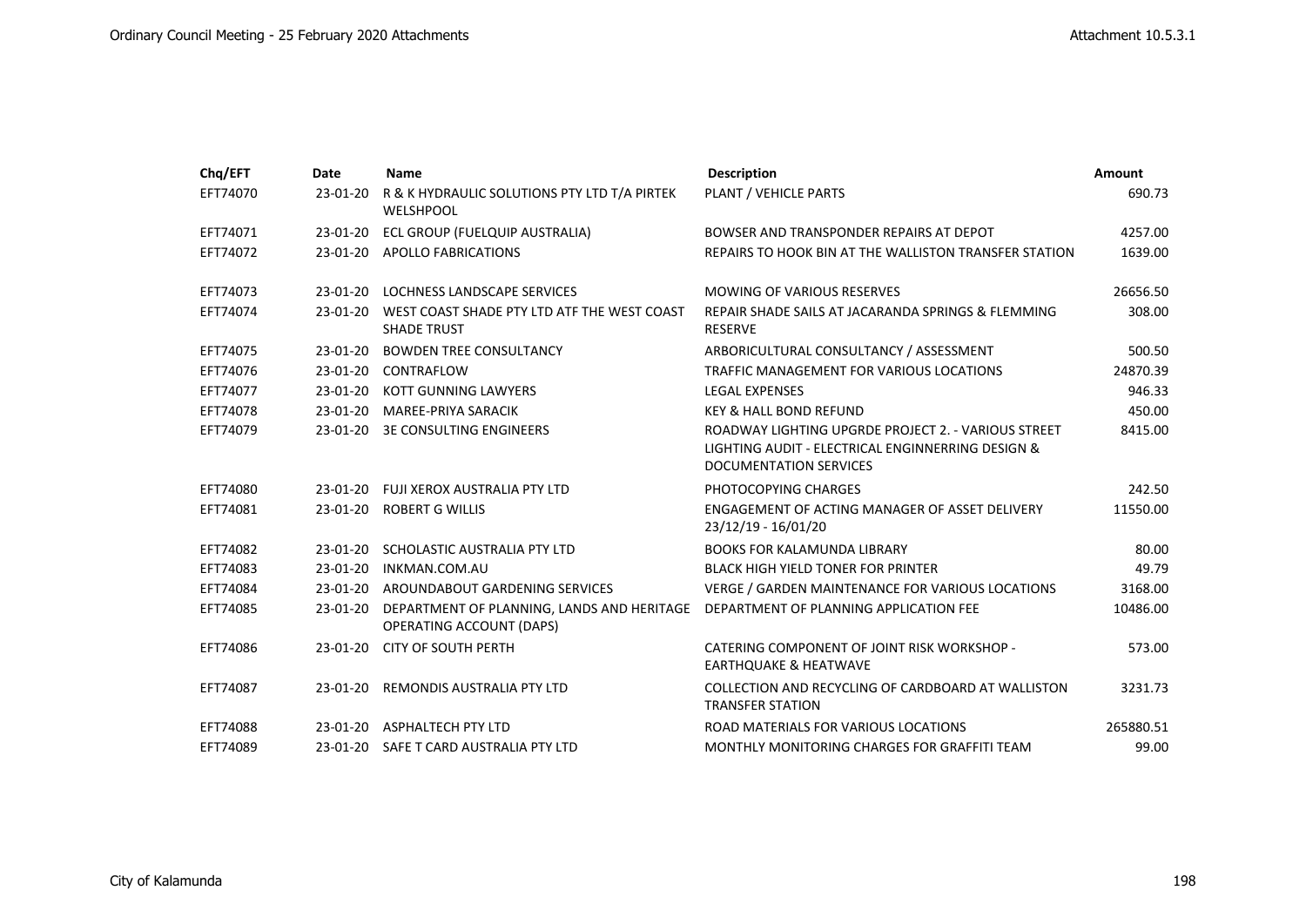| Chq/EFT | Date | Name | Description | Amount |
|---|---|---|---|---|
| EFT74070 | 23-01-20 | R & K HYDRAULIC SOLUTIONS PTY LTD T/A PIRTEK WELSHPOOL | PLANT / VEHICLE PARTS | 690.73 |
| EFT74071 | 23-01-20 | ECL GROUP (FUELQUIP AUSTRALIA) | BOWSER AND TRANSPONDER REPAIRS AT DEPOT | 4257.00 |
| EFT74072 | 23-01-20 | APOLLO FABRICATIONS | REPAIRS TO HOOK BIN AT THE WALLISTON TRANSFER STATION | 1639.00 |
| EFT74073 | 23-01-20 | LOCHNESS LANDSCAPE SERVICES | MOWING OF VARIOUS RESERVES | 26656.50 |
| EFT74074 | 23-01-20 | WEST COAST SHADE PTY LTD ATF THE WEST COAST SHADE TRUST | REPAIR SHADE SAILS AT JACARANDA SPRINGS & FLEMMING RESERVE | 308.00 |
| EFT74075 | 23-01-20 | BOWDEN TREE CONSULTANCY | ARBORICULTURAL CONSULTANCY / ASSESSMENT | 500.50 |
| EFT74076 | 23-01-20 | CONTRAFLOW | TRAFFIC MANAGEMENT FOR VARIOUS LOCATIONS | 24870.39 |
| EFT74077 | 23-01-20 | KOTT GUNNING LAWYERS | LEGAL EXPENSES | 946.33 |
| EFT74078 | 23-01-20 | MAREE-PRIYA SARACIK | KEY & HALL BOND REFUND | 450.00 |
| EFT74079 | 23-01-20 | 3E CONSULTING ENGINEERS | ROADWAY LIGHTING UPGRDE PROJECT 2. - VARIOUS STREET LIGHTING AUDIT - ELECTRICAL ENGINNERRING DESIGN & DOCUMENTATION SERVICES | 8415.00 |
| EFT74080 | 23-01-20 | FUJI XEROX AUSTRALIA PTY LTD | PHOTOCOPYING CHARGES | 242.50 |
| EFT74081 | 23-01-20 | ROBERT G WILLIS | ENGAGEMENT OF ACTING MANAGER OF ASSET DELIVERY 23/12/19 - 16/01/20 | 11550.00 |
| EFT74082 | 23-01-20 | SCHOLASTIC AUSTRALIA PTY LTD | BOOKS FOR KALAMUNDA LIBRARY | 80.00 |
| EFT74083 | 23-01-20 | INKMAN.COM.AU | BLACK HIGH YIELD TONER FOR PRINTER | 49.79 |
| EFT74084 | 23-01-20 | AROUNDABOUT GARDENING SERVICES | VERGE / GARDEN MAINTENANCE FOR VARIOUS LOCATIONS | 3168.00 |
| EFT74085 | 23-01-20 | DEPARTMENT OF PLANNING, LANDS AND HERITAGE OPERATING ACCOUNT (DAPS) | DEPARTMENT OF PLANNING APPLICATION FEE | 10486.00 |
| EFT74086 | 23-01-20 | CITY OF SOUTH PERTH | CATERING COMPONENT OF JOINT RISK WORKSHOP - EARTHQUAKE & HEATWAVE | 573.00 |
| EFT74087 | 23-01-20 | REMONDIS AUSTRALIA PTY LTD | COLLECTION AND RECYCLING OF CARDBOARD AT WALLISTON TRANSFER STATION | 3231.73 |
| EFT74088 | 23-01-20 | ASPHALTECH PTY LTD | ROAD MATERIALS FOR VARIOUS LOCATIONS | 265880.51 |
| EFT74089 | 23-01-20 | SAFE T CARD AUSTRALIA PTY LTD | MONTHLY MONITORING CHARGES FOR GRAFFITI TEAM | 99.00 |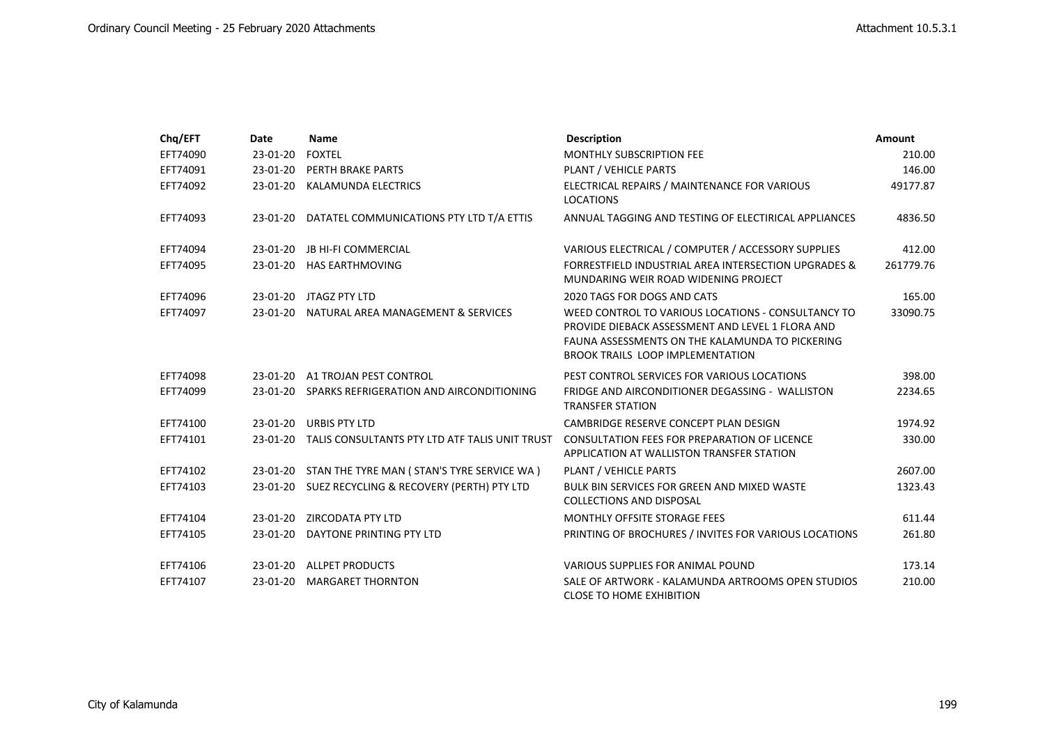| Chq/EFT | Date | Name | Description | Amount |
|---|---|---|---|---|
| EFT74090 | 23-01-20 | FOXTEL | MONTHLY SUBSCRIPTION FEE | 210.00 |
| EFT74091 | 23-01-20 | PERTH BRAKE PARTS | PLANT / VEHICLE PARTS | 146.00 |
| EFT74092 | 23-01-20 | KALAMUNDA ELECTRICS | ELECTRICAL REPAIRS / MAINTENANCE FOR VARIOUS LOCATIONS | 49177.87 |
| EFT74093 | 23-01-20 | DATATEL COMMUNICATIONS PTY LTD T/A ETTIS | ANNUAL TAGGING AND TESTING OF ELECTIRICAL APPLIANCES | 4836.50 |
| EFT74094 | 23-01-20 | JB HI-FI COMMERCIAL | VARIOUS ELECTRICAL / COMPUTER / ACCESSORY SUPPLIES | 412.00 |
| EFT74095 | 23-01-20 | HAS EARTHMOVING | FORRESTFIELD INDUSTRIAL AREA INTERSECTION UPGRADES & MUNDARING WEIR ROAD WIDENING PROJECT | 261779.76 |
| EFT74096 | 23-01-20 | JTAGZ PTY LTD | 2020 TAGS FOR DOGS AND CATS | 165.00 |
| EFT74097 | 23-01-20 | NATURAL AREA MANAGEMENT & SERVICES | WEED CONTROL TO VARIOUS LOCATIONS - CONSULTANCY TO PROVIDE DIEBACK ASSESSMENT AND LEVEL 1 FLORA AND FAUNA ASSESSMENTS ON THE KALAMUNDA TO PICKERING BROOK TRAILS LOOP IMPLEMENTATION | 33090.75 |
| EFT74098 | 23-01-20 | A1 TROJAN PEST CONTROL | PEST CONTROL SERVICES FOR VARIOUS LOCATIONS | 398.00 |
| EFT74099 | 23-01-20 | SPARKS REFRIGERATION AND AIRCONDITIONING | FRIDGE AND AIRCONDITIONER DEGASSING - WALLISTON TRANSFER STATION | 2234.65 |
| EFT74100 | 23-01-20 | URBIS PTY LTD | CAMBRIDGE RESERVE CONCEPT PLAN DESIGN | 1974.92 |
| EFT74101 | 23-01-20 | TALIS CONSULTANTS PTY LTD ATF TALIS UNIT TRUST | CONSULTATION FEES FOR PREPARATION OF LICENCE APPLICATION AT WALLISTON TRANSFER STATION | 330.00 |
| EFT74102 | 23-01-20 | STAN THE TYRE MAN ( STAN'S TYRE SERVICE WA ) | PLANT / VEHICLE PARTS | 2607.00 |
| EFT74103 | 23-01-20 | SUEZ RECYCLING & RECOVERY (PERTH) PTY LTD | BULK BIN SERVICES FOR GREEN AND MIXED WASTE COLLECTIONS AND DISPOSAL | 1323.43 |
| EFT74104 | 23-01-20 | ZIRCODATA PTY LTD | MONTHLY OFFSITE STORAGE FEES | 611.44 |
| EFT74105 | 23-01-20 | DAYTONE PRINTING PTY LTD | PRINTING OF BROCHURES / INVITES FOR VARIOUS LOCATIONS | 261.80 |
| EFT74106 | 23-01-20 | ALLPET PRODUCTS | VARIOUS SUPPLIES FOR ANIMAL POUND | 173.14 |
| EFT74107 | 23-01-20 | MARGARET THORNTON | SALE OF ARTWORK - KALAMUNDA ARTROOMS OPEN STUDIOS CLOSE TO HOME EXHIBITION | 210.00 |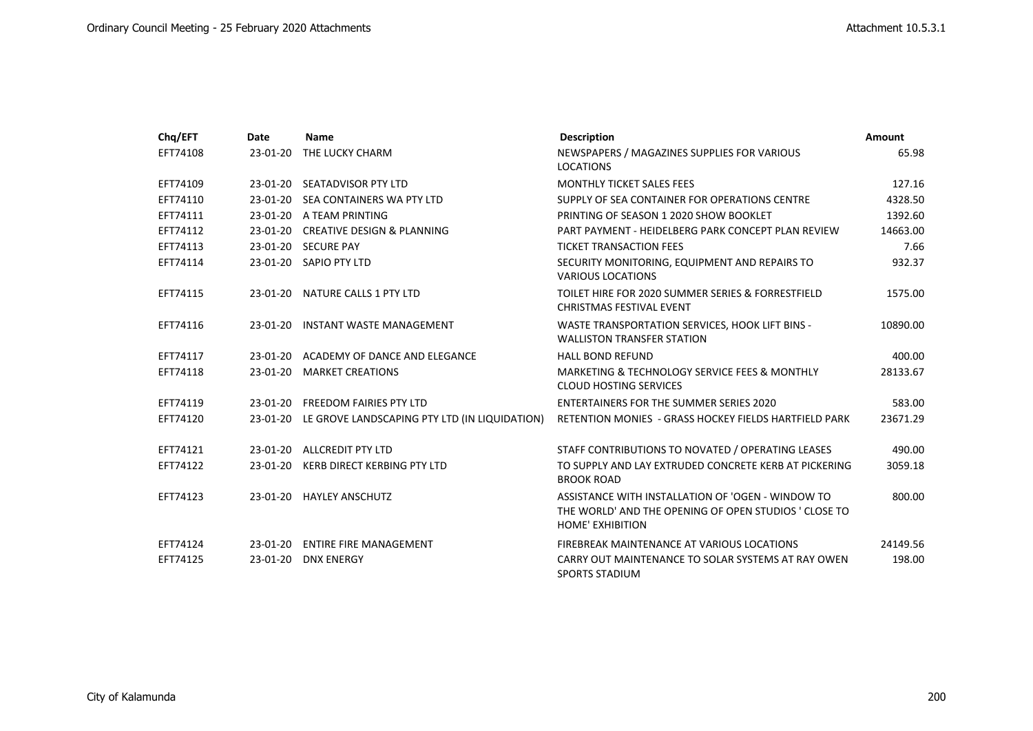| Chq/EFT | Date | Name | Description | Amount |
| --- | --- | --- | --- | --- |
| EFT74108 | 23-01-20 | THE LUCKY CHARM | NEWSPAPERS / MAGAZINES SUPPLIES FOR VARIOUS LOCATIONS | 65.98 |
| EFT74109 | 23-01-20 | SEATADVISOR PTY LTD | MONTHLY TICKET SALES FEES | 127.16 |
| EFT74110 | 23-01-20 | SEA CONTAINERS WA PTY LTD | SUPPLY OF SEA CONTAINER FOR OPERATIONS CENTRE | 4328.50 |
| EFT74111 | 23-01-20 | A TEAM PRINTING | PRINTING OF SEASON 1 2020 SHOW BOOKLET | 1392.60 |
| EFT74112 | 23-01-20 | CREATIVE DESIGN & PLANNING | PART PAYMENT - HEIDELBERG PARK CONCEPT PLAN REVIEW | 14663.00 |
| EFT74113 | 23-01-20 | SECURE PAY | TICKET TRANSACTION FEES | 7.66 |
| EFT74114 | 23-01-20 | SAPIO PTY LTD | SECURITY MONITORING, EQUIPMENT AND REPAIRS TO VARIOUS LOCATIONS | 932.37 |
| EFT74115 | 23-01-20 | NATURE CALLS 1 PTY LTD | TOILET HIRE FOR 2020 SUMMER SERIES & FORRESTFIELD CHRISTMAS FESTIVAL EVENT | 1575.00 |
| EFT74116 | 23-01-20 | INSTANT WASTE MANAGEMENT | WASTE TRANSPORTATION SERVICES, HOOK LIFT BINS - WALLISTON TRANSFER STATION | 10890.00 |
| EFT74117 | 23-01-20 | ACADEMY OF DANCE AND ELEGANCE | HALL BOND REFUND | 400.00 |
| EFT74118 | 23-01-20 | MARKET CREATIONS | MARKETING & TECHNOLOGY SERVICE FEES & MONTHLY CLOUD HOSTING SERVICES | 28133.67 |
| EFT74119 | 23-01-20 | FREEDOM FAIRIES PTY LTD | ENTERTAINERS FOR THE SUMMER SERIES 2020 | 583.00 |
| EFT74120 | 23-01-20 | LE GROVE LANDSCAPING PTY LTD (IN LIQUIDATION) | RETENTION MONIES - GRASS HOCKEY FIELDS HARTFIELD PARK | 23671.29 |
| EFT74121 | 23-01-20 | ALLCREDIT PTY LTD | STAFF CONTRIBUTIONS TO NOVATED / OPERATING LEASES | 490.00 |
| EFT74122 | 23-01-20 | KERB DIRECT KERBING PTY LTD | TO SUPPLY AND LAY EXTRUDED CONCRETE KERB AT PICKERING BROOK ROAD | 3059.18 |
| EFT74123 | 23-01-20 | HAYLEY ANSCHUTZ | ASSISTANCE WITH INSTALLATION OF 'OGEN - WINDOW TO THE WORLD' AND THE OPENING OF OPEN STUDIOS ' CLOSE TO HOME' EXHIBITION | 800.00 |
| EFT74124 | 23-01-20 | ENTIRE FIRE MANAGEMENT | FIREBREAK MAINTENANCE AT VARIOUS LOCATIONS | 24149.56 |
| EFT74125 | 23-01-20 | DNX ENERGY | CARRY OUT MAINTENANCE TO SOLAR SYSTEMS AT RAY OWEN SPORTS STADIUM | 198.00 |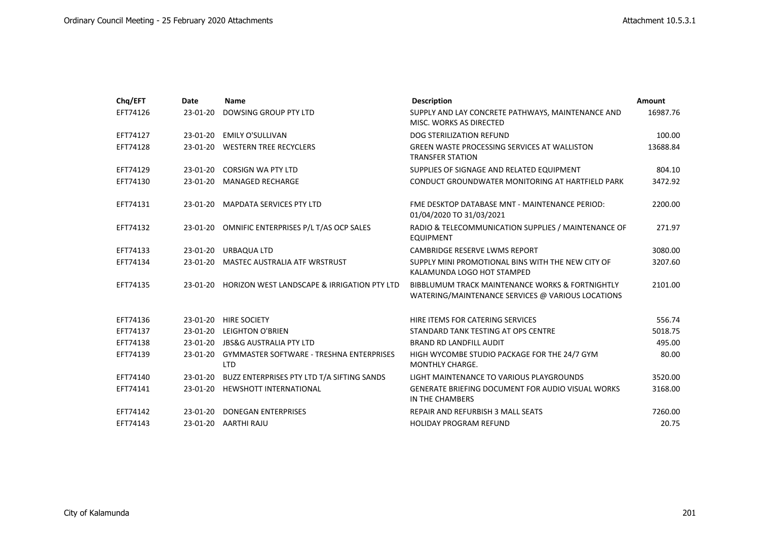| Chq/EFT | Date | Name | Description | Amount |
|---|---|---|---|---|
| EFT74126 | 23-01-20 | DOWSING GROUP PTY LTD | SUPPLY AND LAY CONCRETE PATHWAYS, MAINTENANCE AND MISC. WORKS AS DIRECTED | 16987.76 |
| EFT74127 | 23-01-20 | EMILY O'SULLIVAN | DOG STERILIZATION REFUND | 100.00 |
| EFT74128 | 23-01-20 | WESTERN TREE RECYCLERS | GREEN WASTE PROCESSING SERVICES AT WALLISTON TRANSFER STATION | 13688.84 |
| EFT74129 | 23-01-20 | CORSIGN WA PTY LTD | SUPPLIES OF SIGNAGE AND RELATED EQUIPMENT | 804.10 |
| EFT74130 | 23-01-20 | MANAGED RECHARGE | CONDUCT GROUNDWATER MONITORING AT HARTFIELD PARK | 3472.92 |
| EFT74131 | 23-01-20 | MAPDATA SERVICES PTY LTD | FME DESKTOP DATABASE MNT - MAINTENANCE PERIOD: 01/04/2020 TO 31/03/2021 | 2200.00 |
| EFT74132 | 23-01-20 | OMNIFIC ENTERPRISES P/L T/AS OCP SALES | RADIO & TELECOMMUNICATION SUPPLIES / MAINTENANCE OF EQUIPMENT | 271.97 |
| EFT74133 | 23-01-20 | URBAQUA LTD | CAMBRIDGE RESERVE LWMS REPORT | 3080.00 |
| EFT74134 | 23-01-20 | MASTEC AUSTRALIA ATF WRSTRUST | SUPPLY MINI PROMOTIONAL BINS WITH THE NEW CITY OF KALAMUNDA LOGO HOT STAMPED | 3207.60 |
| EFT74135 | 23-01-20 | HORIZON WEST LANDSCAPE & IRRIGATION PTY LTD | BIBBLUMUM TRACK MAINTENANCE WORKS & FORTNIGHTLY WATERING/MAINTENANCE SERVICES @ VARIOUS LOCATIONS | 2101.00 |
| EFT74136 | 23-01-20 | HIRE SOCIETY | HIRE ITEMS FOR CATERING SERVICES | 556.74 |
| EFT74137 | 23-01-20 | LEIGHTON O'BRIEN | STANDARD TANK TESTING AT OPS CENTRE | 5018.75 |
| EFT74138 | 23-01-20 | JBS&G AUSTRALIA PTY LTD | BRAND RD LANDFILL AUDIT | 495.00 |
| EFT74139 | 23-01-20 | GYMMASTER SOFTWARE - TRESHNA ENTERPRISES LTD | HIGH WYCOMBE STUDIO PACKAGE FOR THE 24/7 GYM MONTHLY CHARGE. | 80.00 |
| EFT74140 | 23-01-20 | BUZZ ENTERPRISES PTY LTD T/A SIFTING SANDS | LIGHT MAINTENANCE TO VARIOUS PLAYGROUNDS | 3520.00 |
| EFT74141 | 23-01-20 | HEWSHOTT INTERNATIONAL | GENERATE BRIEFING DOCUMENT FOR AUDIO VISUAL WORKS IN THE CHAMBERS | 3168.00 |
| EFT74142 | 23-01-20 | DONEGAN ENTERPRISES | REPAIR AND REFURBISH 3 MALL SEATS | 7260.00 |
| EFT74143 | 23-01-20 | AARTHI RAJU | HOLIDAY PROGRAM REFUND | 20.75 |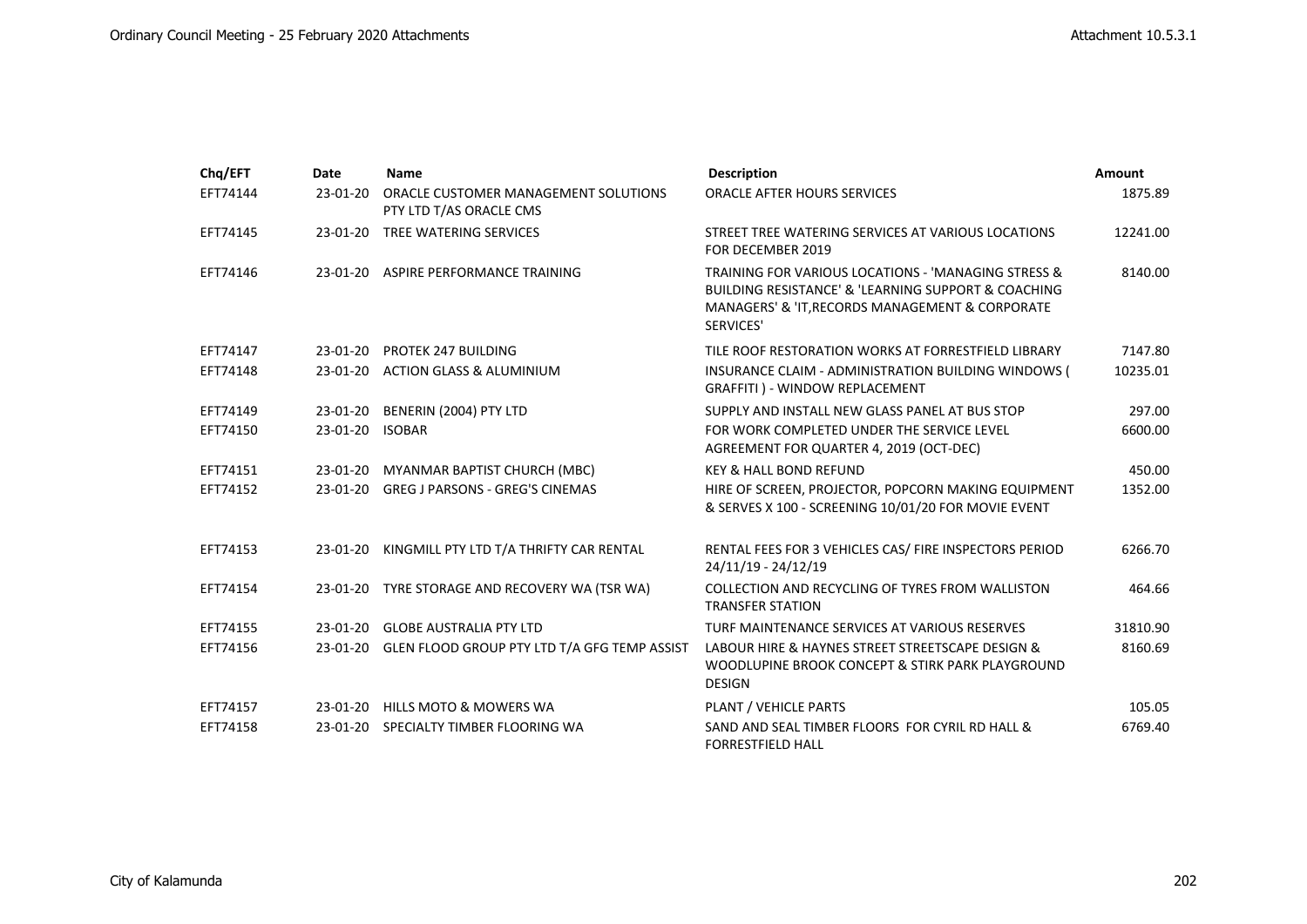| Chq/EFT | Date | Name | Description | Amount |
|---|---|---|---|---|
| EFT74144 | 23-01-20 | ORACLE CUSTOMER MANAGEMENT SOLUTIONS PTY LTD T/AS ORACLE CMS | ORACLE AFTER HOURS SERVICES | 1875.89 |
| EFT74145 | 23-01-20 | TREE WATERING SERVICES | STREET TREE WATERING SERVICES AT VARIOUS LOCATIONS FOR DECEMBER 2019 | 12241.00 |
| EFT74146 | 23-01-20 | ASPIRE PERFORMANCE TRAINING | TRAINING FOR VARIOUS LOCATIONS - 'MANAGING STRESS & BUILDING RESISTANCE' & 'LEARNING SUPPORT & COACHING MANAGERS' & 'IT,RECORDS MANAGEMENT & CORPORATE SERVICES' | 8140.00 |
| EFT74147 | 23-01-20 | PROTEK 247 BUILDING | TILE ROOF RESTORATION WORKS AT FORRESTFIELD LIBRARY | 7147.80 |
| EFT74148 | 23-01-20 | ACTION GLASS & ALUMINIUM | INSURANCE CLAIM - ADMINISTRATION BUILDING WINDOWS ( GRAFFITI ) - WINDOW REPLACEMENT | 10235.01 |
| EFT74149 | 23-01-20 | BENERIN (2004) PTY LTD | SUPPLY AND INSTALL NEW GLASS PANEL AT BUS STOP | 297.00 |
| EFT74150 | 23-01-20 | ISOBAR | FOR WORK COMPLETED UNDER THE SERVICE LEVEL AGREEMENT FOR QUARTER 4, 2019 (OCT-DEC) | 6600.00 |
| EFT74151 | 23-01-20 | MYANMAR BAPTIST CHURCH (MBC) | KEY & HALL BOND REFUND | 450.00 |
| EFT74152 | 23-01-20 | GREG J PARSONS - GREG'S CINEMAS | HIRE OF SCREEN, PROJECTOR, POPCORN MAKING EQUIPMENT & SERVES X 100 - SCREENING 10/01/20 FOR MOVIE EVENT | 1352.00 |
| EFT74153 | 23-01-20 | KINGMILL PTY LTD T/A THRIFTY CAR RENTAL | RENTAL FEES FOR 3 VEHICLES CAS/ FIRE INSPECTORS PERIOD 24/11/19 - 24/12/19 | 6266.70 |
| EFT74154 | 23-01-20 | TYRE STORAGE AND RECOVERY WA (TSR WA) | COLLECTION AND RECYCLING OF TYRES FROM WALLISTON TRANSFER STATION | 464.66 |
| EFT74155 | 23-01-20 | GLOBE AUSTRALIA PTY LTD | TURF MAINTENANCE SERVICES AT VARIOUS RESERVES | 31810.90 |
| EFT74156 | 23-01-20 | GLEN FLOOD GROUP PTY LTD T/A GFG TEMP ASSIST | LABOUR HIRE & HAYNES STREET STREETSCAPE DESIGN & WOODLUPINE BROOK CONCEPT & STIRK PARK PLAYGROUND DESIGN | 8160.69 |
| EFT74157 | 23-01-20 | HILLS MOTO & MOWERS WA | PLANT / VEHICLE PARTS | 105.05 |
| EFT74158 | 23-01-20 | SPECIALTY TIMBER FLOORING WA | SAND AND SEAL TIMBER FLOORS FOR CYRIL RD HALL & FORRESTFIELD HALL | 6769.40 |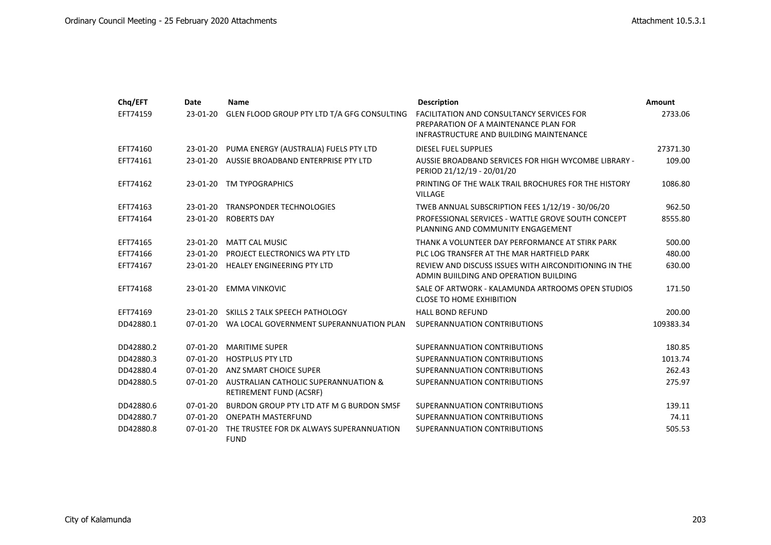| Chq/EFT | Date | Name | Description | Amount |
|---|---|---|---|---|
| EFT74159 | 23-01-20 | GLEN FLOOD GROUP PTY LTD T/A GFG CONSULTING | FACILITATION AND CONSULTANCY SERVICES FOR PREPARATION OF A MAINTENANCE PLAN FOR INFRASTRUCTURE AND BUILDING MAINTENANCE | 2733.06 |
| EFT74160 | 23-01-20 | PUMA ENERGY (AUSTRALIA) FUELS PTY LTD | DIESEL FUEL SUPPLIES | 27371.30 |
| EFT74161 | 23-01-20 | AUSSIE BROADBAND ENTERPRISE PTY LTD | AUSSIE BROADBAND SERVICES FOR HIGH WYCOMBE LIBRARY - PERIOD 21/12/19 - 20/01/20 | 109.00 |
| EFT74162 | 23-01-20 | TM TYPOGRAPHICS | PRINTING OF THE WALK TRAIL BROCHURES FOR THE HISTORY VILLAGE | 1086.80 |
| EFT74163 | 23-01-20 | TRANSPONDER TECHNOLOGIES | TWEB ANNUAL SUBSCRIPTION FEES 1/12/19 - 30/06/20 | 962.50 |
| EFT74164 | 23-01-20 | ROBERTS DAY | PROFESSIONAL SERVICES - WATTLE GROVE SOUTH CONCEPT PLANNING AND COMMUNITY ENGAGEMENT | 8555.80 |
| EFT74165 | 23-01-20 | MATT CAL MUSIC | THANK A VOLUNTEER DAY PERFORMANCE AT STIRK PARK | 500.00 |
| EFT74166 | 23-01-20 | PROJECT ELECTRONICS WA PTY LTD | PLC LOG TRANSFER AT THE MAR HARTFIELD PARK | 480.00 |
| EFT74167 | 23-01-20 | HEALEY ENGINEERING PTY LTD | REVIEW AND DISCUSS ISSUES WITH AIRCONDITIONING IN THE ADMIN BUIILDING AND OPERATION BUILDING | 630.00 |
| EFT74168 | 23-01-20 | EMMA VINKOVIC | SALE OF ARTWORK - KALAMUNDA ARTROOMS OPEN STUDIOS CLOSE TO HOME EXHIBITION | 171.50 |
| EFT74169 | 23-01-20 | SKILLS 2 TALK SPEECH PATHOLOGY | HALL BOND REFUND | 200.00 |
| DD42880.1 | 07-01-20 | WA LOCAL GOVERNMENT SUPERANNUATION PLAN | SUPERANNUATION CONTRIBUTIONS | 109383.34 |
| DD42880.2 | 07-01-20 | MARITIME SUPER | SUPERANNUATION CONTRIBUTIONS | 180.85 |
| DD42880.3 | 07-01-20 | HOSTPLUS PTY LTD | SUPERANNUATION CONTRIBUTIONS | 1013.74 |
| DD42880.4 | 07-01-20 | ANZ SMART CHOICE SUPER | SUPERANNUATION CONTRIBUTIONS | 262.43 |
| DD42880.5 | 07-01-20 | AUSTRALIAN CATHOLIC SUPERANNUATION & RETIREMENT FUND (ACSRF) | SUPERANNUATION CONTRIBUTIONS | 275.97 |
| DD42880.6 | 07-01-20 | BURDON GROUP PTY LTD ATF M G BURDON SMSF | SUPERANNUATION CONTRIBUTIONS | 139.11 |
| DD42880.7 | 07-01-20 | ONEPATH MASTERFUND | SUPERANNUATION CONTRIBUTIONS | 74.11 |
| DD42880.8 | 07-01-20 | THE TRUSTEE FOR DK ALWAYS SUPERANNUATION FUND | SUPERANNUATION CONTRIBUTIONS | 505.53 |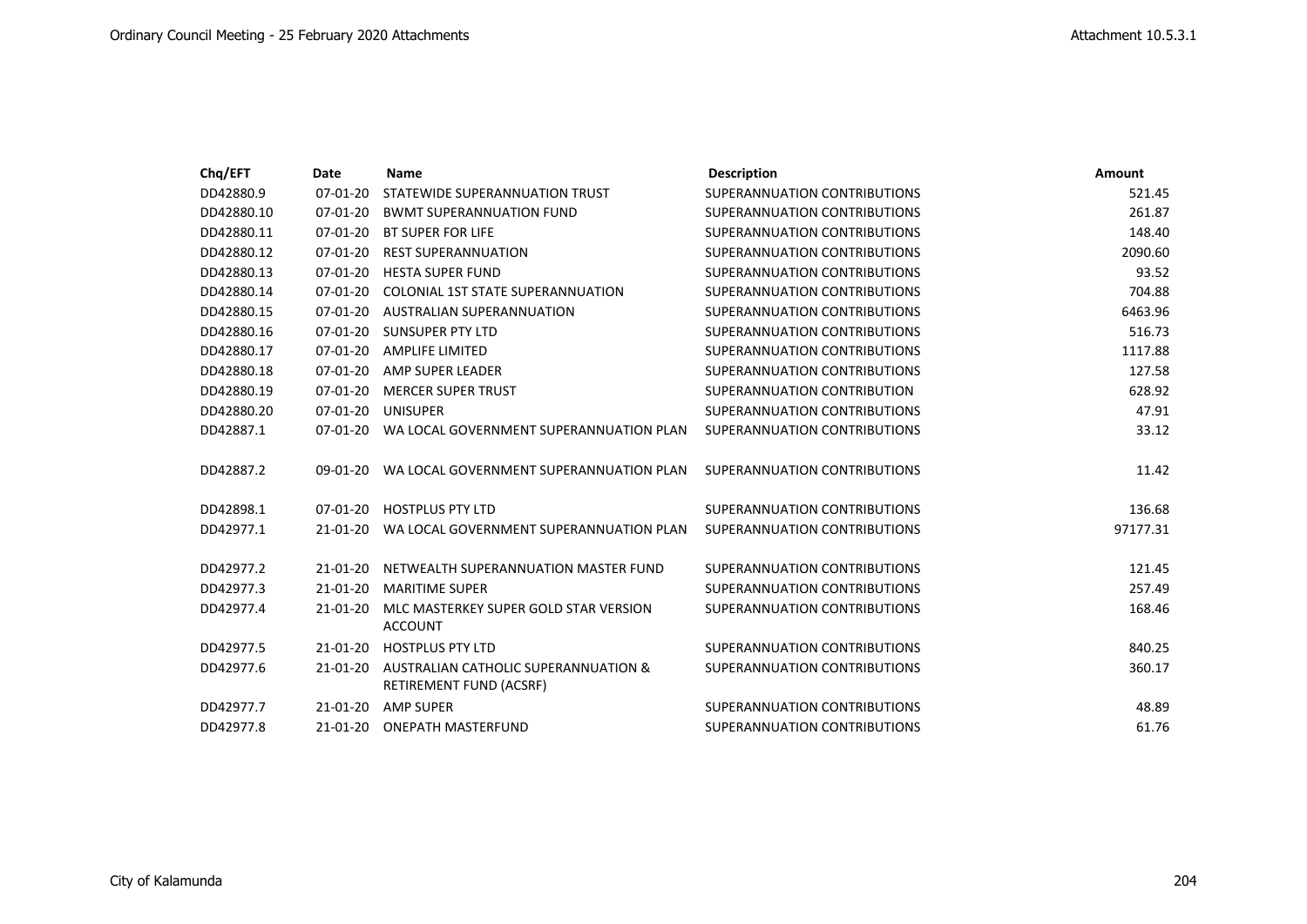| Chq/EFT | Date | Name | Description | Amount |
|---|---|---|---|---|
| DD42880.9 | 07-01-20 | STATEWIDE SUPERANNUATION TRUST | SUPERANNUATION CONTRIBUTIONS | 521.45 |
| DD42880.10 | 07-01-20 | BWMT SUPERANNUATION FUND | SUPERANNUATION CONTRIBUTIONS | 261.87 |
| DD42880.11 | 07-01-20 | BT SUPER FOR LIFE | SUPERANNUATION CONTRIBUTIONS | 148.40 |
| DD42880.12 | 07-01-20 | REST SUPERANNUATION | SUPERANNUATION CONTRIBUTIONS | 2090.60 |
| DD42880.13 | 07-01-20 | HESTA SUPER FUND | SUPERANNUATION CONTRIBUTIONS | 93.52 |
| DD42880.14 | 07-01-20 | COLONIAL 1ST STATE SUPERANNUATION | SUPERANNUATION CONTRIBUTIONS | 704.88 |
| DD42880.15 | 07-01-20 | AUSTRALIAN SUPERANNUATION | SUPERANNUATION CONTRIBUTIONS | 6463.96 |
| DD42880.16 | 07-01-20 | SUNSUPER PTY LTD | SUPERANNUATION CONTRIBUTIONS | 516.73 |
| DD42880.17 | 07-01-20 | AMPLIFE LIMITED | SUPERANNUATION CONTRIBUTIONS | 1117.88 |
| DD42880.18 | 07-01-20 | AMP SUPER LEADER | SUPERANNUATION CONTRIBUTIONS | 127.58 |
| DD42880.19 | 07-01-20 | MERCER SUPER TRUST | SUPERANNUATION CONTRIBUTION | 628.92 |
| DD42880.20 | 07-01-20 | UNISUPER | SUPERANNUATION CONTRIBUTIONS | 47.91 |
| DD42887.1 | 07-01-20 | WA LOCAL GOVERNMENT SUPERANNUATION PLAN | SUPERANNUATION CONTRIBUTIONS | 33.12 |
| DD42887.2 | 09-01-20 | WA LOCAL GOVERNMENT SUPERANNUATION PLAN | SUPERANNUATION CONTRIBUTIONS | 11.42 |
| DD42898.1 | 07-01-20 | HOSTPLUS PTY LTD | SUPERANNUATION CONTRIBUTIONS | 136.68 |
| DD42977.1 | 21-01-20 | WA LOCAL GOVERNMENT SUPERANNUATION PLAN | SUPERANNUATION CONTRIBUTIONS | 97177.31 |
| DD42977.2 | 21-01-20 | NETWEALTH SUPERANNUATION MASTER FUND | SUPERANNUATION CONTRIBUTIONS | 121.45 |
| DD42977.3 | 21-01-20 | MARITIME SUPER | SUPERANNUATION CONTRIBUTIONS | 257.49 |
| DD42977.4 | 21-01-20 | MLC MASTERKEY SUPER GOLD STAR VERSION ACCOUNT | SUPERANNUATION CONTRIBUTIONS | 168.46 |
| DD42977.5 | 21-01-20 | HOSTPLUS PTY LTD | SUPERANNUATION CONTRIBUTIONS | 840.25 |
| DD42977.6 | 21-01-20 | AUSTRALIAN CATHOLIC SUPERANNUATION & RETIREMENT FUND (ACSRF) | SUPERANNUATION CONTRIBUTIONS | 360.17 |
| DD42977.7 | 21-01-20 | AMP SUPER | SUPERANNUATION CONTRIBUTIONS | 48.89 |
| DD42977.8 | 21-01-20 | ONEPATH MASTERFUND | SUPERANNUATION CONTRIBUTIONS | 61.76 |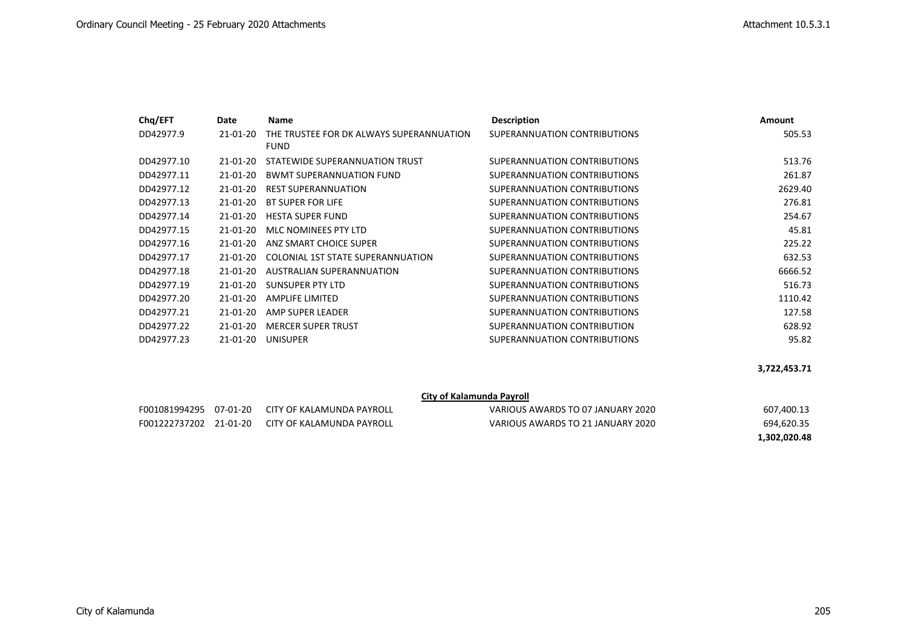| Chq/EFT | Date | Name | Description | Amount |
|---|---|---|---|---|
| DD42977.9 | 21-01-20 | THE TRUSTEE FOR DK ALWAYS SUPERANNUATION FUND | SUPERANNUATION CONTRIBUTIONS | 505.53 |
| DD42977.10 | 21-01-20 | STATEWIDE SUPERANNUATION TRUST | SUPERANNUATION CONTRIBUTIONS | 513.76 |
| DD42977.11 | 21-01-20 | BWMT SUPERANNUATION FUND | SUPERANNUATION CONTRIBUTIONS | 261.87 |
| DD42977.12 | 21-01-20 | REST SUPERANNUATION | SUPERANNUATION CONTRIBUTIONS | 2629.40 |
| DD42977.13 | 21-01-20 | BT SUPER FOR LIFE | SUPERANNUATION CONTRIBUTIONS | 276.81 |
| DD42977.14 | 21-01-20 | HESTA SUPER FUND | SUPERANNUATION CONTRIBUTIONS | 254.67 |
| DD42977.15 | 21-01-20 | MLC NOMINEES PTY LTD | SUPERANNUATION CONTRIBUTIONS | 45.81 |
| DD42977.16 | 21-01-20 | ANZ SMART CHOICE SUPER | SUPERANNUATION CONTRIBUTIONS | 225.22 |
| DD42977.17 | 21-01-20 | COLONIAL 1ST STATE SUPERANNUATION | SUPERANNUATION CONTRIBUTIONS | 632.53 |
| DD42977.18 | 21-01-20 | AUSTRALIAN SUPERANNUATION | SUPERANNUATION CONTRIBUTIONS | 6666.52 |
| DD42977.19 | 21-01-20 | SUNSUPER PTY LTD | SUPERANNUATION CONTRIBUTIONS | 516.73 |
| DD42977.20 | 21-01-20 | AMPLIFE LIMITED | SUPERANNUATION CONTRIBUTIONS | 1110.42 |
| DD42977.21 | 21-01-20 | AMP SUPER LEADER | SUPERANNUATION CONTRIBUTIONS | 127.58 |
| DD42977.22 | 21-01-20 | MERCER SUPER TRUST | SUPERANNUATION CONTRIBUTION | 628.92 |
| DD42977.23 | 21-01-20 | UNISUPER | SUPERANNUATION CONTRIBUTIONS | 95.82 |
| | | | | **3,722,453.71** |

**City of Kalamunda Payroll**

| | | | | |
|---|---|---|---|---|
| F001081994295 | 07-01-20 | CITY OF KALAMUNDA PAYROLL | VARIOUS AWARDS TO 07 JANUARY 2020 | 607,400.13 |
| F001222737202 | 21-01-20 | CITY OF KALAMUNDA PAYROLL | VARIOUS AWARDS TO 21 JANUARY 2020 | 694,620.35 |
| | | | | **1,302,020.48** |